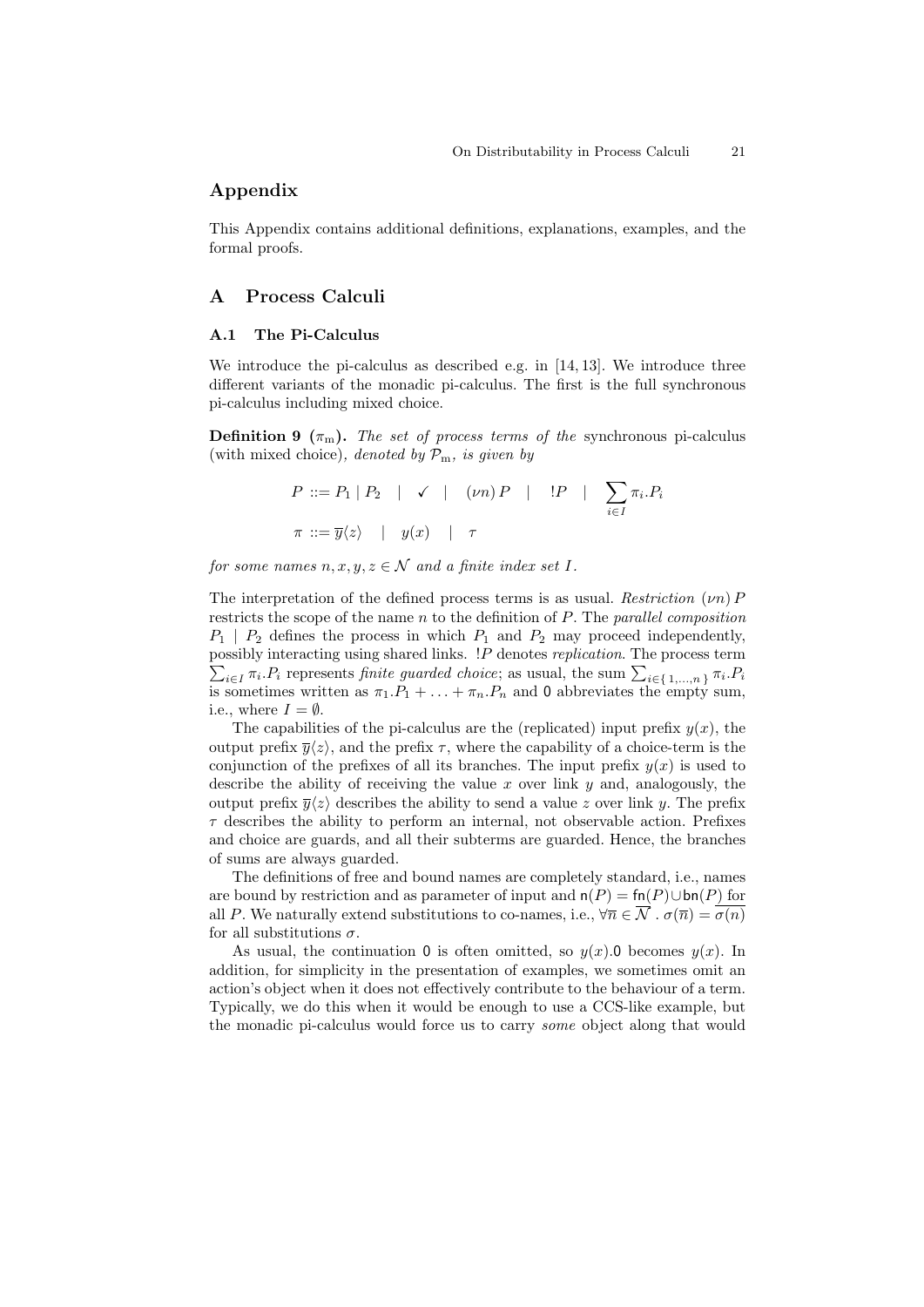## Appendix

This Appendix contains additional definitions, explanations, examples, and the formal proofs.

## A Process Calculi

### A.1 The Pi-Calculus

We introduce the pi-calculus as described e.g. in [14, 13]. We introduce three different variants of the monadic pi-calculus. The first is the full synchronous pi-calculus including mixed choice.

**Definition 9 ($\pi_{\mathrm{m}}$).** *The set of process terms of the* synchronous pi-calculus (with mixed choice)*, denoted by $\mathcal{P}_{\mathrm{m}}$, is given by*

$$P ::= P_1 \mid P_2 \quad | \quad \checkmark \quad | \quad (\nu n)\, P \quad | \quad !P \quad | \quad \sum_{i \in I} \pi_i.P_i$$

$$\pi ::= \overline{y}\langle z \rangle \quad | \quad y(x) \quad | \quad \tau$$

*for some names $n, x, y, z \in \mathcal{N}$ and a finite index set $I$.*

The interpretation of the defined process terms is as usual. *Restriction* $(\nu n)\, P$ restricts the scope of the name $n$ to the definition of $P$. The *parallel composition* $P_1 \mid P_2$ defines the process in which $P_1$ and $P_2$ may proceed independently, possibly interacting using shared links. $!P$ denotes *replication*. The process term $\sum_{i \in I} \pi_i.P_i$ represents *finite guarded choice*; as usual, the sum $\sum_{i \in \{1,\ldots,n\}} \pi_i.P_i$ is sometimes written as $\pi_1.P_1 + \ldots + \pi_n.P_n$ and $\mathsf{0}$ abbreviates the empty sum, i.e., where $I = \emptyset$.

The capabilities of the pi-calculus are the (replicated) input prefix $y(x)$, the output prefix $\overline{y}\langle z \rangle$, and the prefix $\tau$, where the capability of a choice-term is the conjunction of the prefixes of all its branches. The input prefix $y(x)$ is used to describe the ability of receiving the value $x$ over link $y$ and, analogously, the output prefix $\overline{y}\langle z \rangle$ describes the ability to send a value $z$ over link $y$. The prefix $\tau$ describes the ability to perform an internal, not observable action. Prefixes and choice are guards, and all their subterms are guarded. Hence, the branches of sums are always guarded.

The definitions of free and bound names are completely standard, i.e., names are bound by restriction and as parameter of input and $\mathsf{n}(P) = \mathsf{fn}(P) \cup \mathsf{bn}(P)$ for all $P$. We naturally extend substitutions to co-names, i.e., $\forall \overline{n} \in \overline{\mathcal{N}}\,.\; \sigma(\overline{n}) = \overline{\sigma(n)}$ for all substitutions $\sigma$.

As usual, the continuation $\mathsf{0}$ is often omitted, so $y(x).\mathsf{0}$ becomes $y(x)$. In addition, for simplicity in the presentation of examples, we sometimes omit an action's object when it does not effectively contribute to the behaviour of a term. Typically, we do this when it would be enough to use a CCS-like example, but the monadic pi-calculus would force us to carry *some* object along that would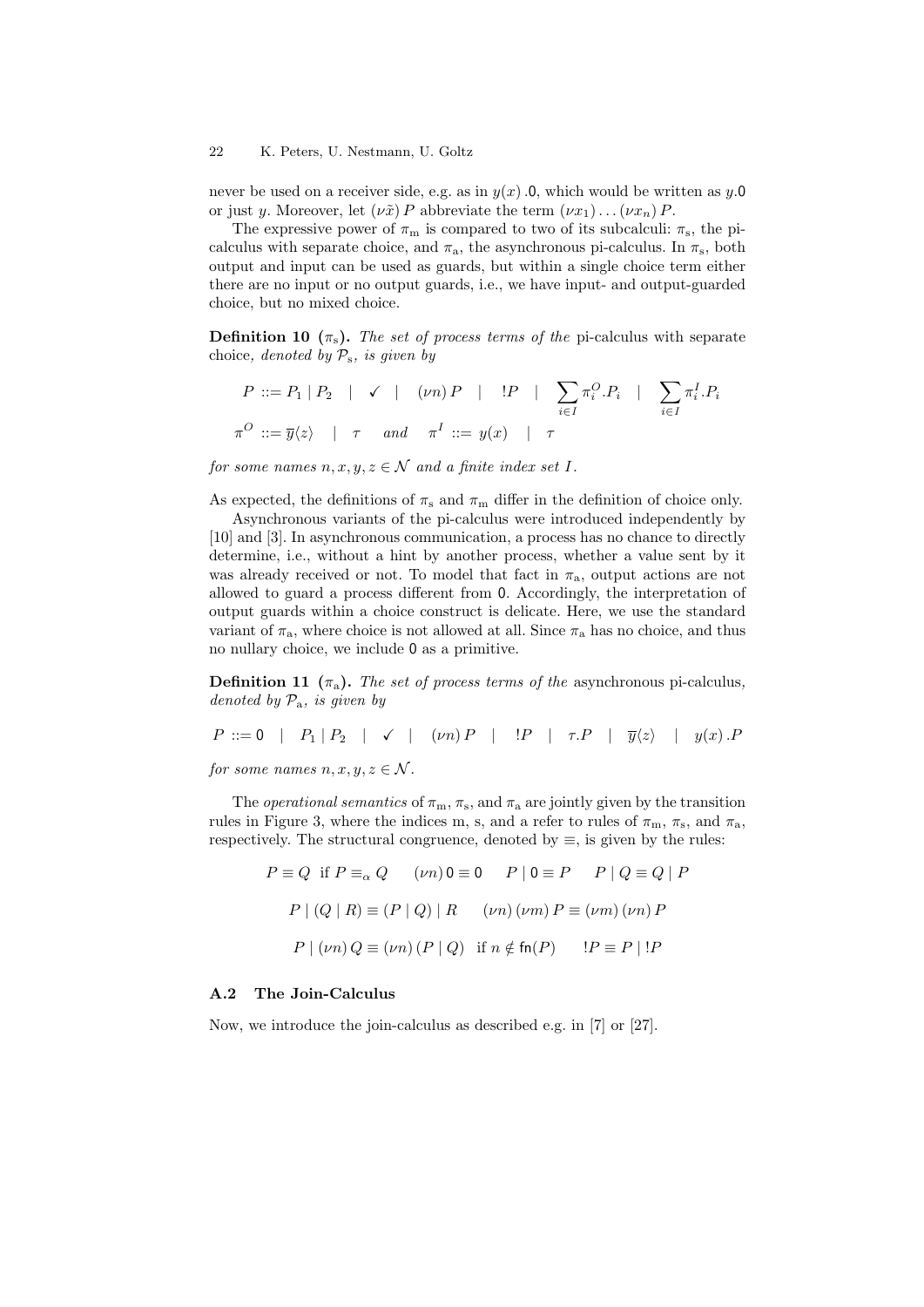never be used on a receiver side, e.g. as in $y(x).\mathsf{0}$, which would be written as $y.\mathsf{0}$ or just $y$. Moreover, let $(\nu\tilde{x})\,P$ abbreviate the term $(\nu x_1)\ldots(\nu x_n)\,P$.

The expressive power of $\pi_{\mathrm{m}}$ is compared to two of its subcalculi: $\pi_{\mathrm{s}}$, the pi-calculus with separate choice, and $\pi_{\mathrm{a}}$, the asynchronous pi-calculus. In $\pi_{\mathrm{s}}$, both output and input can be used as guards, but within a single choice term either there are no input or no output guards, i.e., we have input- and output-guarded choice, but no mixed choice.

**Definition 10 ($\pi_{\mathrm{s}}$).** *The set of process terms of the* pi-calculus with separate choice*, denoted by $\mathcal{P}_{\mathrm{s}}$, is given by*

$$P ::= P_1 \mid P_2 \quad | \quad \checkmark \quad | \quad (\nu n)\,P \quad | \quad !P \quad | \quad \sum_{i \in I} \pi_i^O.P_i \quad | \quad \sum_{i \in I} \pi_i^I.P_i$$

$$\pi^O ::= \overline{y}\langle z \rangle \quad | \quad \tau \qquad \text{and} \qquad \pi^I ::= y(x) \quad | \quad \tau$$

*for some names $n, x, y, z \in \mathcal{N}$ and a finite index set $I$.*

As expected, the definitions of $\pi_{\mathrm{s}}$ and $\pi_{\mathrm{m}}$ differ in the definition of choice only.

Asynchronous variants of the pi-calculus were introduced independently by [10] and [3]. In asynchronous communication, a process has no chance to directly determine, i.e., without a hint by another process, whether a value sent by it was already received or not. To model that fact in $\pi_{\mathrm{a}}$, output actions are not allowed to guard a process different from $\mathsf{0}$. Accordingly, the interpretation of output guards within a choice construct is delicate. Here, we use the standard variant of $\pi_{\mathrm{a}}$, where choice is not allowed at all. Since $\pi_{\mathrm{a}}$ has no choice, and thus no nullary choice, we include $\mathsf{0}$ as a primitive.

**Definition 11 ($\pi_{\mathrm{a}}$).** *The set of process terms of the* asynchronous pi-calculus*, denoted by $\mathcal{P}_{\mathrm{a}}$, is given by*

$$P ::= \mathsf{0} \quad | \quad P_1 \mid P_2 \quad | \quad \checkmark \quad | \quad (\nu n)\,P \quad | \quad !P \quad | \quad \tau.P \quad | \quad \overline{y}\langle z \rangle \quad | \quad y(x).P$$

*for some names $n, x, y, z \in \mathcal{N}$.*

The *operational semantics* of $\pi_{\mathrm{m}}$, $\pi_{\mathrm{s}}$, and $\pi_{\mathrm{a}}$ are jointly given by the transition rules in Figure 3, where the indices m, s, and a refer to rules of $\pi_{\mathrm{m}}$, $\pi_{\mathrm{s}}$, and $\pi_{\mathrm{a}}$, respectively. The structural congruence, denoted by $\equiv$, is given by the rules:

$$P \equiv Q \;\text{ if } P \equiv_\alpha Q \qquad (\nu n)\,\mathsf{0} \equiv \mathsf{0} \qquad P \mid \mathsf{0} \equiv P \qquad P \mid Q \equiv Q \mid P$$

$$P \mid (Q \mid R) \equiv (P \mid Q) \mid R \qquad (\nu n)\,(\nu m)\,P \equiv (\nu m)\,(\nu n)\,P$$

$$P \mid (\nu n)\,Q \equiv (\nu n)\,(P \mid Q) \;\text{ if } n \notin \mathsf{fn}(P) \qquad !P \equiv P \mid !P$$

### A.2 The Join-Calculus

Now, we introduce the join-calculus as described e.g. in [7] or [27].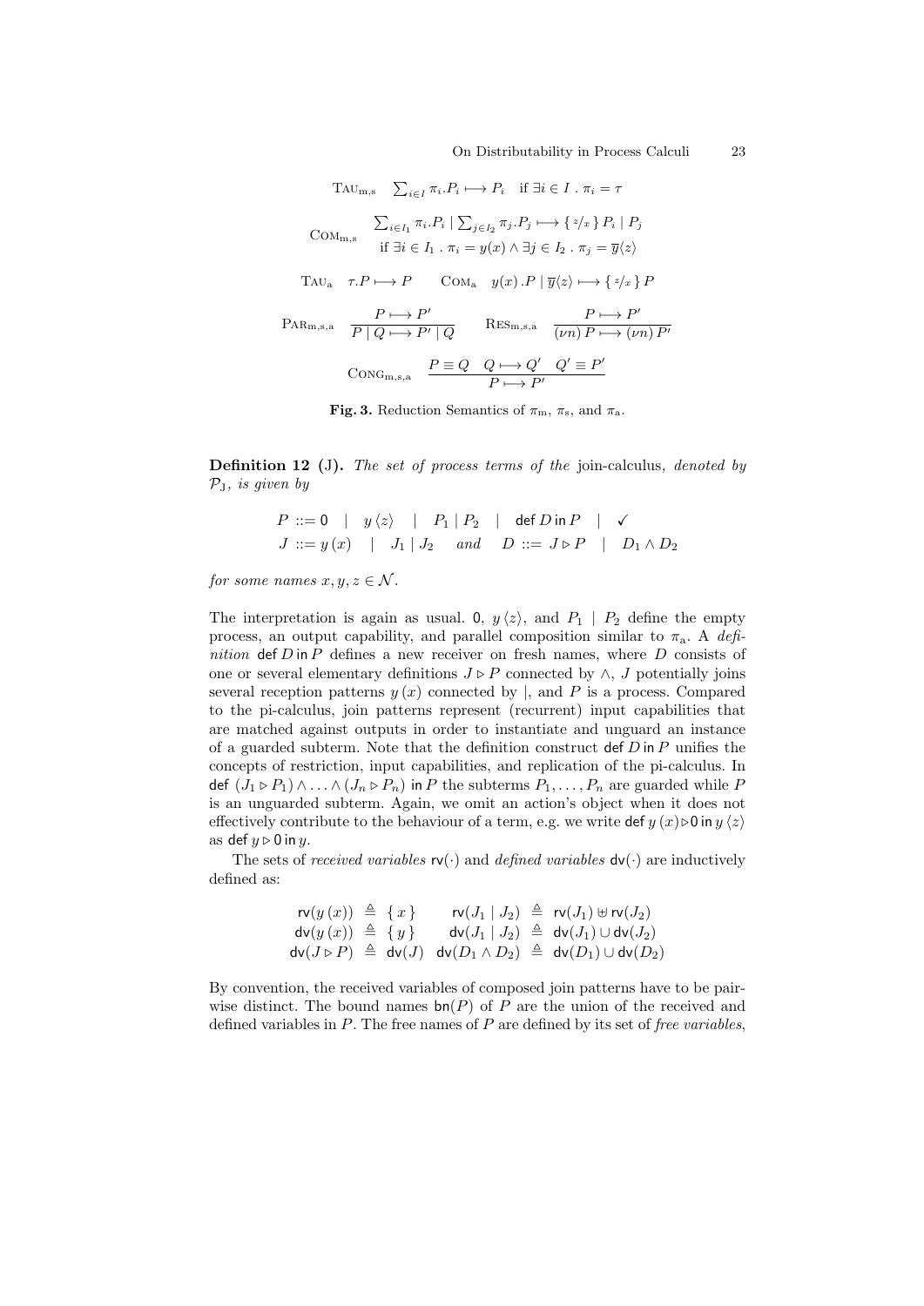$$\text{TAU}_{\text{m,s}} \quad \sum_{i \in I} \pi_i.P_i \longmapsto P_i \quad \text{if } \exists i \in I \,.\, \pi_i = \tau$$

$$\text{COM}_{\text{m,s}} \quad \begin{array}{c} \sum_{i \in I_1} \pi_i.P_i \mid \sum_{j \in I_2} \pi_j.P_j \longmapsto \{\, {}^{z}\!/\!{}_{x} \,\}\, P_i \mid P_j \\ \text{if } \exists i \in I_1 \,.\, \pi_i = y(x) \wedge \exists j \in I_2 \,.\, \pi_j = \overline{y}\langle z \rangle \end{array}$$

$$\text{TAU}_{\text{a}} \quad \tau.P \longmapsto P \qquad \text{COM}_{\text{a}} \quad y(x).P \mid \overline{y}\langle z \rangle \longmapsto \{\, {}^{z}\!/\!{}_{x} \,\}\, P$$

$$\text{PAR}_{\text{m,s,a}} \quad \frac{P \longmapsto P'}{P \mid Q \longmapsto P' \mid Q} \qquad \text{RES}_{\text{m,s,a}} \quad \frac{P \longmapsto P'}{(\nu n)\, P \longmapsto (\nu n)\, P'}$$

$$\text{CONG}_{\text{m,s,a}} \quad \frac{P \equiv Q \quad Q \longmapsto Q' \quad Q' \equiv P'}{P \longmapsto P'}$$

**Fig. 3.** Reduction Semantics of $\pi_{\text{m}}$, $\pi_{\text{s}}$, and $\pi_{\text{a}}$.

**Definition 12 (J).** *The set of process terms of the* join-calculus*, denoted by* $\mathcal{P}_{\text{J}}$*, is given by*

$$P ::= \mathsf{0} \quad | \quad y\,\langle z \rangle \quad | \quad P_1 \mid P_2 \quad | \quad \mathsf{def}\, D \,\mathsf{in}\, P \quad | \quad \checkmark$$
$$J ::= y\,(x) \quad | \quad J_1 \mid J_2 \qquad and \qquad D ::= J \rhd P \quad | \quad D_1 \wedge D_2$$

*for some names* $x, y, z \in \mathcal{N}$.

The interpretation is again as usual. $\mathsf{0}$, $y\,\langle z \rangle$, and $P_1 \mid P_2$ define the empty process, an output capability, and parallel composition similar to $\pi_{\text{a}}$. A *definition* $\mathsf{def}\, D \,\mathsf{in}\, P$ defines a new receiver on fresh names, where $D$ consists of one or several elementary definitions $J \rhd P$ connected by $\wedge$, $J$ potentially joins several reception patterns $y\,(x)$ connected by $|$, and $P$ is a process. Compared to the pi-calculus, join patterns represent (recurrent) input capabilities that are matched against outputs in order to instantiate and unguard an instance of a guarded subterm. Note that the definition construct $\mathsf{def}\, D \,\mathsf{in}\, P$ unifies the concepts of restriction, input capabilities, and replication of the pi-calculus. In $\mathsf{def}\ (J_1 \rhd P_1) \wedge \ldots \wedge (J_n \rhd P_n) \ \mathsf{in}\, P$ the subterms $P_1, \ldots, P_n$ are guarded while $P$ is an unguarded subterm. Again, we omit an action's object when it does not effectively contribute to the behaviour of a term, e.g. we write $\mathsf{def}\ y\,(x) \rhd \mathsf{0} \ \mathsf{in}\ y\,\langle z \rangle$ as $\mathsf{def}\ y \rhd \mathsf{0} \ \mathsf{in}\ y$.

The sets of *received variables* $\mathsf{rv}(\cdot)$ and *defined variables* $\mathsf{dv}(\cdot)$ are inductively defined as:

$$\begin{array}{rclrcl}
\mathsf{rv}(y\,(x)) & \triangleq & \{\, x \,\} & \mathsf{rv}(J_1 \mid J_2) & \triangleq & \mathsf{rv}(J_1) \uplus \mathsf{rv}(J_2) \\
\mathsf{dv}(y\,(x)) & \triangleq & \{\, y \,\} & \mathsf{dv}(J_1 \mid J_2) & \triangleq & \mathsf{dv}(J_1) \cup \mathsf{dv}(J_2) \\
\mathsf{dv}(J \rhd P) & \triangleq & \mathsf{dv}(J) & \mathsf{dv}(D_1 \wedge D_2) & \triangleq & \mathsf{dv}(D_1) \cup \mathsf{dv}(D_2)
\end{array}$$

By convention, the received variables of composed join patterns have to be pairwise distinct. The bound names $\mathsf{bn}(P)$ of $P$ are the union of the received and defined variables in $P$. The free names of $P$ are defined by its set of *free variables*,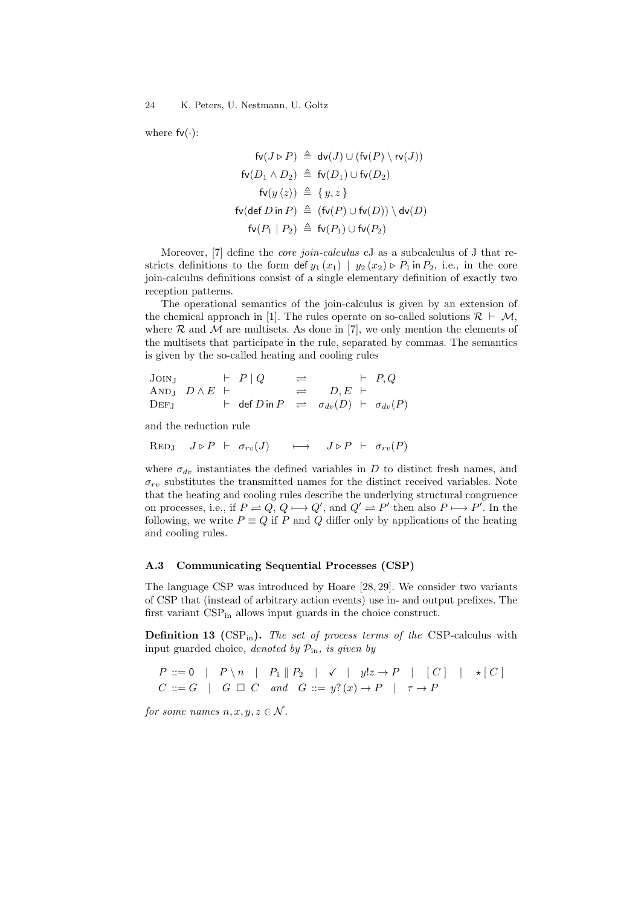where $\mathsf{fv}(\cdot)$:

$$
\begin{aligned}
\mathsf{fv}(J \triangleright P) &\triangleq \mathsf{dv}(J) \cup (\mathsf{fv}(P) \setminus \mathsf{rv}(J)) \\
\mathsf{fv}(D_1 \wedge D_2) &\triangleq \mathsf{fv}(D_1) \cup \mathsf{fv}(D_2) \\
\mathsf{fv}(y\,\langle z \rangle) &\triangleq \{\, y, z \,\} \\
\mathsf{fv}(\mathsf{def}\; D \;\mathsf{in}\; P) &\triangleq (\mathsf{fv}(P) \cup \mathsf{fv}(D)) \setminus \mathsf{dv}(D) \\
\mathsf{fv}(P_1 \mid P_2) &\triangleq \mathsf{fv}(P_1) \cup \mathsf{fv}(P_2)
\end{aligned}
$$

Moreover, [7] define the *core join-calculus* cJ as a subcalculus of J that restricts definitions to the form $\mathsf{def}\; y_1\,(x_1) \mid y_2\,(x_2) \triangleright P_1 \;\mathsf{in}\; P_2$, i.e., in the core join-calculus definitions consist of a single elementary definition of exactly two reception patterns.

The operational semantics of the join-calculus is given by an extension of the chemical approach in [1]. The rules operate on so-called solutions $\mathcal{R} \vdash \mathcal{M}$, where $\mathcal{R}$ and $\mathcal{M}$ are multisets. As done in [7], we only mention the elements of the multisets that participate in the rule, separated by commas. The semantics is given by the so-called heating and cooling rules

$$
\begin{array}{lrclrcl}
\textsc{Join}_{\text{J}} & & \vdash & P \mid Q & \rightleftharpoons & & \vdash & P, Q \\
\textsc{And}_{\text{J}} & D \wedge E & \vdash & & \rightleftharpoons & D, E & \vdash & \\
\textsc{Def}_{\text{J}} & & \vdash & \mathsf{def}\; D \;\mathsf{in}\; P & \rightleftharpoons & \sigma_{dv}(D) & \vdash & \sigma_{dv}(P)
\end{array}
$$

and the reduction rule

$$
\textsc{Red}_{\text{J}} \quad J \triangleright P \;\vdash\; \sigma_{rv}(J) \quad \longmapsto \quad J \triangleright P \;\vdash\; \sigma_{rv}(P)
$$

where $\sigma_{dv}$ instantiates the defined variables in $D$ to distinct fresh names, and $\sigma_{rv}$ substitutes the transmitted names for the distinct received variables. Note that the heating and cooling rules describe the underlying structural congruence on processes, i.e., if $P \rightleftharpoons Q$, $Q \longmapsto Q'$, and $Q' \rightleftharpoons P'$ then also $P \longmapsto P'$. In the following, we write $P \equiv Q$ if $P$ and $Q$ differ only by applications of the heating and cooling rules.

### A.3 Communicating Sequential Processes (CSP)

The language CSP was introduced by Hoare [28, 29]. We consider two variants of CSP that (instead of arbitrary action events) use in- and output prefixes. The first variant $\text{CSP}_{\text{in}}$ allows input guards in the choice construct.

**Definition 13** ($\text{CSP}_{\text{in}}$)**.** *The set of process terms of the* CSP-calculus *with input guarded choice, denoted by* $\mathcal{P}_{\text{in}}$*, is given by*

$$
\begin{aligned}
P &::= \mathsf{0} \;\mid\; P \setminus n \;\mid\; P_1 \parallel P_2 \;\mid\; \checkmark \;\mid\; y!z \rightarrow P \;\mid\; [\, C \,] \;\mid\; \star\, [\, C \,] \\
C &::= G \;\mid\; G \;\square\; C \quad \text{and} \quad G ::= y?\,(x) \rightarrow P \;\mid\; \tau \rightarrow P
\end{aligned}
$$

*for some names* $n, x, y, z \in \mathcal{N}$*.*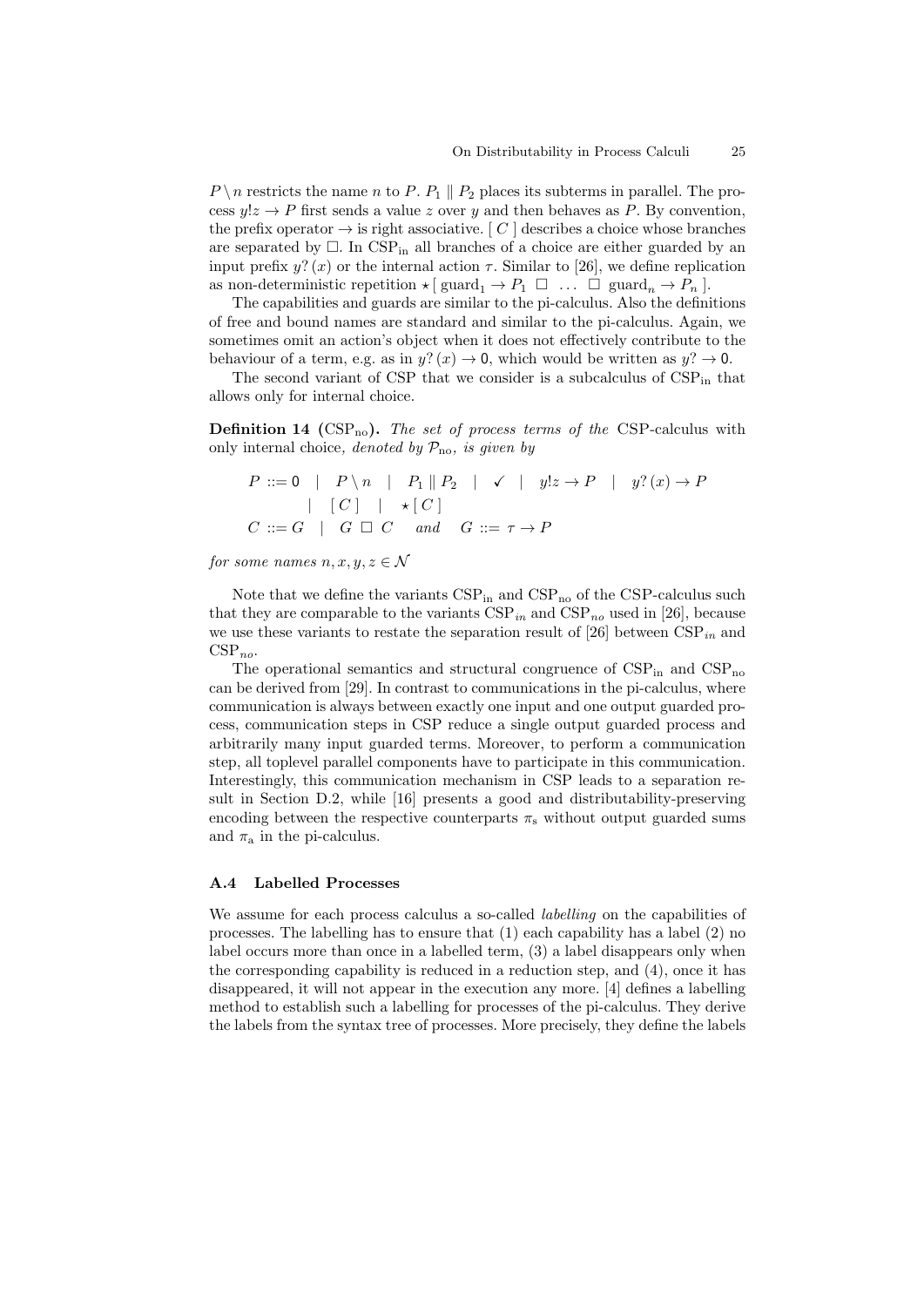$P \setminus n$ restricts the name $n$ to $P$. $P_1 \parallel P_2$ places its subterms in parallel. The process $y!z \rightarrow P$ first sends a value $z$ over $y$ and then behaves as $P$. By convention, the prefix operator $\rightarrow$ is right associative. $[\, C \,]$ describes a choice whose branches are separated by $\Box$. In $\text{CSP}_{\text{in}}$ all branches of a choice are either guarded by an input prefix $y?\,(x)$ or the internal action $\tau$. Similar to [26], we define replication as non-deterministic repetition $\star\,[\, \text{guard}_1 \rightarrow P_1 \;\Box\; \ldots \;\Box\; \text{guard}_n \rightarrow P_n \,]$.

The capabilities and guards are similar to the pi-calculus. Also the definitions of free and bound names are standard and similar to the pi-calculus. Again, we sometimes omit an action's object when it does not effectively contribute to the behaviour of a term, e.g. as in $y?\,(x) \rightarrow \mathsf{0}$, which would be written as $y? \rightarrow \mathsf{0}$.

The second variant of CSP that we consider is a subcalculus of $\text{CSP}_{\text{in}}$ that allows only for internal choice.

**Definition 14** ($\text{CSP}_{\text{no}}$)**.** *The set of process terms of the* CSP-calculus with only internal choice*, denoted by $\mathcal{P}_{\text{no}}$, is given by*

$$
\begin{aligned}
P &::= \mathsf{0} \quad | \quad P \setminus n \quad | \quad P_1 \parallel P_2 \quad | \quad \checkmark \quad | \quad y!z \rightarrow P \quad | \quad y?\,(x) \rightarrow P \\
&\quad\;\; | \quad [\, C \,] \quad | \quad \star\,[\, C \,] \\
C &::= G \quad | \quad G \;\Box\; C \qquad \textit{and} \qquad G ::= \tau \rightarrow P
\end{aligned}
$$

*for some names $n, x, y, z \in \mathcal{N}$*

Note that we define the variants $\text{CSP}_{\text{in}}$ and $\text{CSP}_{\text{no}}$ of the CSP-calculus such that they are comparable to the variants $\text{CSP}_{in}$ and $\text{CSP}_{no}$ used in [26], because we use these variants to restate the separation result of [26] between $\text{CSP}_{in}$ and $\text{CSP}_{no}$.

The operational semantics and structural congruence of $\text{CSP}_{\text{in}}$ and $\text{CSP}_{\text{no}}$ can be derived from [29]. In contrast to communications in the pi-calculus, where communication is always between exactly one input and one output guarded process, communication steps in CSP reduce a single output guarded process and arbitrarily many input guarded terms. Moreover, to perform a communication step, all toplevel parallel components have to participate in this communication. Interestingly, this communication mechanism in CSP leads to a separation result in Section D.2, while [16] presents a good and distributability-preserving encoding between the respective counterparts $\pi_{\text{s}}$ without output guarded sums and $\pi_{\text{a}}$ in the pi-calculus.

### A.4 Labelled Processes

We assume for each process calculus a so-called *labelling* on the capabilities of processes. The labelling has to ensure that (1) each capability has a label (2) no label occurs more than once in a labelled term, (3) a label disappears only when the corresponding capability is reduced in a reduction step, and (4), once it has disappeared, it will not appear in the execution any more. [4] defines a labelling method to establish such a labelling for processes of the pi-calculus. They derive the labels from the syntax tree of processes. More precisely, they define the labels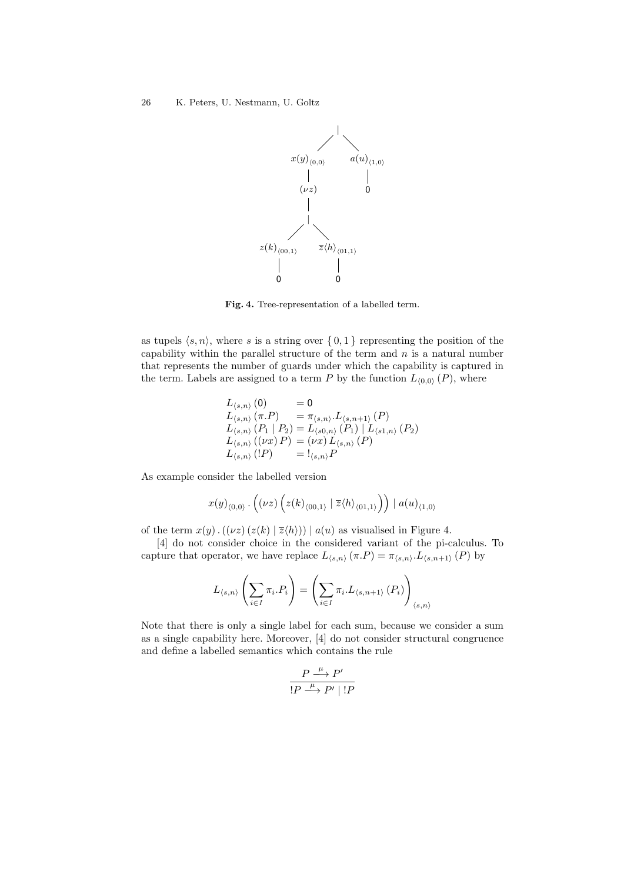**Fig. 4.** Tree-representation of a labelled term.

as tupels $\langle s, n \rangle$, where $s$ is a string over $\{ 0, 1 \}$ representing the position of the capability within the parallel structure of the term and $n$ is a natural number that represents the number of guards under which the capability is captured in the term. Labels are assigned to a term $P$ by the function $L_{\langle 0,0 \rangle}(P)$, where

$$
\begin{aligned}
L_{\langle s,n \rangle}(\mathbf{0}) &= \mathbf{0} \\
L_{\langle s,n \rangle}(\pi.P) &= \pi_{\langle s,n \rangle}.L_{\langle s,n+1 \rangle}(P) \\
L_{\langle s,n \rangle}(P_1 \mid P_2) &= L_{\langle s0,n \rangle}(P_1) \mid L_{\langle s1,n \rangle}(P_2) \\
L_{\langle s,n \rangle}((\nu x)\, P) &= (\nu x)\, L_{\langle s,n \rangle}(P) \\
L_{\langle s,n \rangle}(!P) &= !_{\langle s,n \rangle} P
\end{aligned}
$$

As example consider the labelled version

$$
x(y)_{\langle 0,0 \rangle} . \left( (\nu z) \left( z(k)_{\langle 00,1 \rangle} \mid \overline{z}\langle h \rangle_{\langle 01,1 \rangle} \right) \right) \mid a(u)_{\langle 1,0 \rangle}
$$

of the term $x(y) . ((\nu z)\, (z(k) \mid \overline{z}\langle h \rangle)) \mid a(u)$ as visualised in Figure 4.

[4] do not consider choice in the considered variant of the pi-calculus. To capture that operator, we have replace $L_{\langle s,n \rangle}(\pi.P) = \pi_{\langle s,n \rangle}.L_{\langle s,n+1 \rangle}(P)$ by

$$
L_{\langle s,n \rangle}\left( \sum_{i \in I} \pi_i.P_i \right) = \left( \sum_{i \in I} \pi_i.L_{\langle s,n+1 \rangle}(P_i) \right)_{\langle s,n \rangle}
$$

Note that there is only a single label for each sum, because we consider a sum as a single capability here. Moreover, [4] do not consider structural congruence and define a labelled semantics which contains the rule

$$
\frac{P \xrightarrow{\mu} P'}{!P \xrightarrow{\mu} P' \mid !P}
$$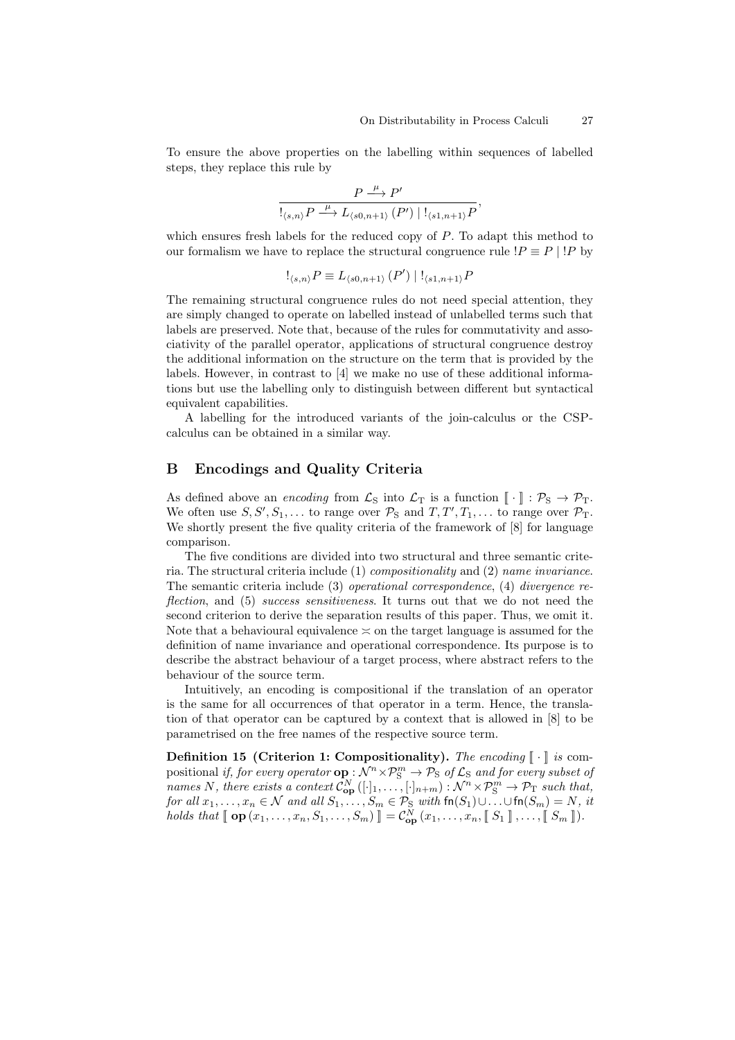To ensure the above properties on the labelling within sequences of labelled steps, they replace this rule by

$$\frac{P \xrightarrow{\mu} P'}{!_{\langle s,n \rangle} P \xrightarrow{\mu} L_{\langle s0,n+1 \rangle} (P') \mid !_{\langle s1,n+1 \rangle} P},$$

which ensures fresh labels for the reduced copy of $P$. To adapt this method to our formalism we have to replace the structural congruence rule $!P \equiv P \mid !P$ by

$$!_{\langle s,n \rangle} P \equiv L_{\langle s0,n+1 \rangle} (P') \mid !_{\langle s1,n+1 \rangle} P$$

The remaining structural congruence rules do not need special attention, they are simply changed to operate on labelled instead of unlabelled terms such that labels are preserved. Note that, because of the rules for commutativity and associativity of the parallel operator, applications of structural congruence destroy the additional information on the structure on the term that is provided by the labels. However, in contrast to [4] we make no use of these additional informations but use the labelling only to distinguish between different but syntactical equivalent capabilities.

A labelling for the introduced variants of the join-calculus or the CSP-calculus can be obtained in a similar way.

## B Encodings and Quality Criteria

As defined above an *encoding* from $\mathcal{L}_{\mathrm{S}}$ into $\mathcal{L}_{\mathrm{T}}$ is a function $[\![ \cdot ]\!] : \mathcal{P}_{\mathrm{S}} \rightarrow \mathcal{P}_{\mathrm{T}}$. We often use $S, S', S_1, \ldots$ to range over $\mathcal{P}_{\mathrm{S}}$ and $T, T', T_1, \ldots$ to range over $\mathcal{P}_{\mathrm{T}}$. We shortly present the five quality criteria of the framework of [8] for language comparison.

The five conditions are divided into two structural and three semantic criteria. The structural criteria include (1) *compositionality* and (2) *name invariance*. The semantic criteria include (3) *operational correspondence*, (4) *divergence reflection*, and (5) *success sensitiveness*. It turns out that we do not need the second criterion to derive the separation results of this paper. Thus, we omit it. Note that a behavioural equivalence $\asymp$ on the target language is assumed for the definition of name invariance and operational correspondence. Its purpose is to describe the abstract behaviour of a target process, where abstract refers to the behaviour of the source term.

Intuitively, an encoding is compositional if the translation of an operator is the same for all occurrences of that operator in a term. Hence, the translation of that operator can be captured by a context that is allowed in [8] to be parametrised on the free names of the respective source term.

**Definition 15 (Criterion 1: Compositionality).** *The encoding $[\![ \cdot ]\!]$ is* compositional *if, for every operator $\mathbf{op} : \mathcal{N}^n \times \mathcal{P}_{\mathrm{S}}^m \rightarrow \mathcal{P}_{\mathrm{S}}$ of $\mathcal{L}_{\mathrm{S}}$ and for every subset of names $N$, there exists a context $\mathcal{C}_{\mathbf{op}}^N ([\cdot]_1, \ldots, [\cdot]_{n+m}) : \mathcal{N}^n \times \mathcal{P}_{\mathrm{S}}^m \rightarrow \mathcal{P}_{\mathrm{T}}$ such that, for all $x_1, \ldots, x_n \in \mathcal{N}$ and all $S_1, \ldots, S_m \in \mathcal{P}_{\mathrm{S}}$ with $\mathsf{fn}(S_1) \cup \ldots \cup \mathsf{fn}(S_m) = N$, it holds that $[\![ \mathbf{op}(x_1, \ldots, x_n, S_1, \ldots, S_m) ]\!] = \mathcal{C}_{\mathbf{op}}^N (x_1, \ldots, x_n, [\![ S_1 ]\!], \ldots, [\![ S_m ]\!])$.*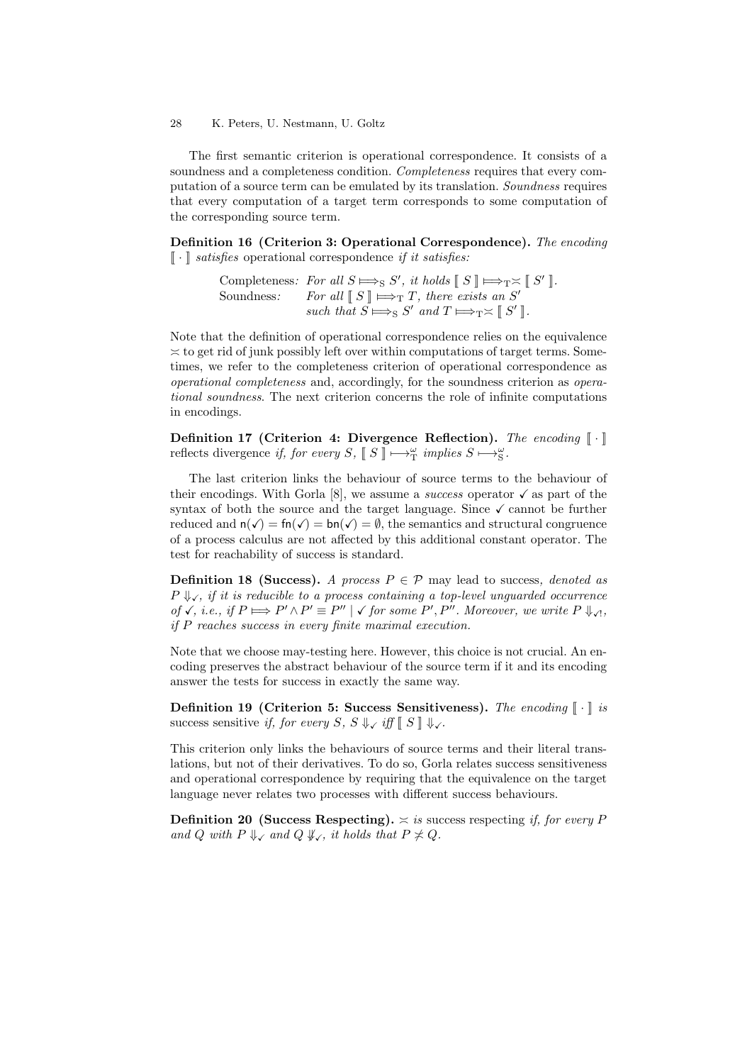The first semantic criterion is operational correspondence. It consists of a soundness and a completeness condition. *Completeness* requires that every computation of a source term can be emulated by its translation. *Soundness* requires that every computation of a target term corresponds to some computation of the corresponding source term.

**Definition 16 (Criterion 3: Operational Correspondence).** *The encoding* $[\![ \cdot ]\!]$ *satisfies* operational correspondence *if it satisfies:*

Completeness*: For all* $S \Longmapsto_{\mathrm{S}} S'$*, it holds* $[\![ S ]\!] \Longmapsto_{\mathrm{T}} \asymp [\![ S' ]\!]$.
Soundness*: For all* $[\![ S ]\!] \Longmapsto_{\mathrm{T}} T$*, there exists an* $S'$ *such that* $S \Longmapsto_{\mathrm{S}} S'$ *and* $T \Longmapsto_{\mathrm{T}} \asymp [\![ S' ]\!]$.

Note that the definition of operational correspondence relies on the equivalence $\asymp$ to get rid of junk possibly left over within computations of target terms. Sometimes, we refer to the completeness criterion of operational correspondence as *operational completeness* and, accordingly, for the soundness criterion as *operational soundness*. The next criterion concerns the role of infinite computations in encodings.

**Definition 17 (Criterion 4: Divergence Reflection).** *The encoding* $[\![ \cdot ]\!]$ reflects divergence *if, for every* $S$, $[\![ S ]\!] \longmapsto_{\mathrm{T}}^{\omega}$ *implies* $S \longmapsto_{\mathrm{S}}^{\omega}$.

The last criterion links the behaviour of source terms to the behaviour of their encodings. With Gorla [8], we assume a *success* operator $\checkmark$ as part of the syntax of both the source and the target language. Since $\checkmark$ cannot be further reduced and $\mathsf{n}(\checkmark) = \mathsf{fn}(\checkmark) = \mathsf{bn}(\checkmark) = \emptyset$, the semantics and structural congruence of a process calculus are not affected by this additional constant operator. The test for reachability of success is standard.

**Definition 18 (Success).** *A process* $P \in \mathcal{P}$ *may lead to success, denoted as* $P \Downarrow_{\checkmark}$*, if it is reducible to a process containing a top-level unguarded occurrence of* $\checkmark$*, i.e., if* $P \Longmapsto P' \wedge P' \equiv P'' \mid \checkmark$ *for some* $P', P''$*. Moreover, we write* $P \Downarrow_{\checkmark !}$*, if* $P$ *reaches success in every finite maximal execution.*

Note that we choose may-testing here. However, this choice is not crucial. An encoding preserves the abstract behaviour of the source term if it and its encoding answer the tests for success in exactly the same way.

**Definition 19 (Criterion 5: Success Sensitiveness).** *The encoding* $[\![ \cdot ]\!]$ *is* success sensitive *if, for every* $S$, $S \Downarrow_{\checkmark}$ *iff* $[\![ S ]\!] \Downarrow_{\checkmark}$.

This criterion only links the behaviours of source terms and their literal translations, but not of their derivatives. To do so, Gorla relates success sensitiveness and operational correspondence by requiring that the equivalence on the target language never relates two processes with different success behaviours.

**Definition 20 (Success Respecting).** $\asymp$ *is* success respecting *if, for every* $P$ *and* $Q$ *with* $P \Downarrow_{\checkmark}$ *and* $Q \not\Downarrow_{\checkmark}$*, it holds that* $P \not\asymp Q$.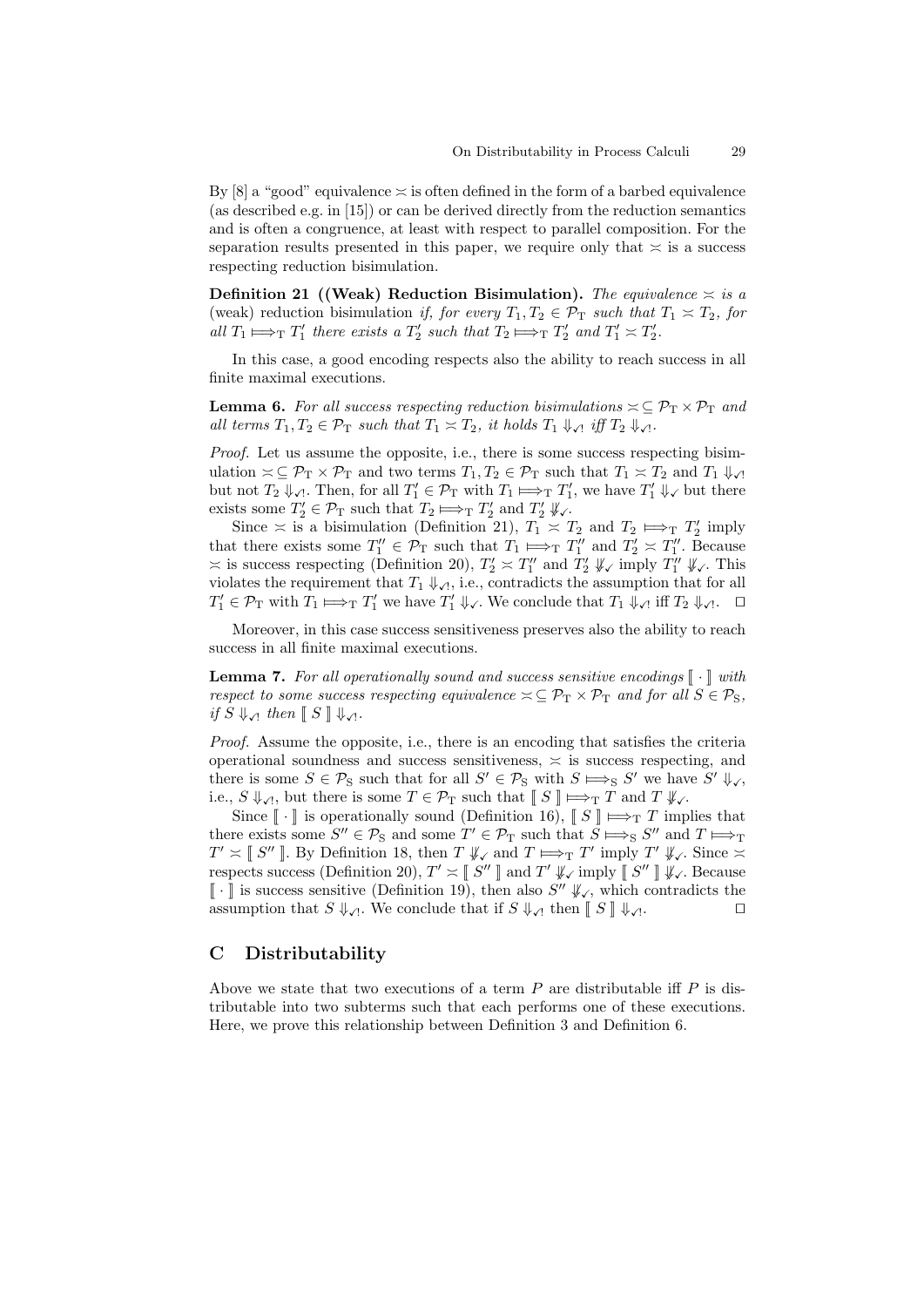By [8] a "good" equivalence $\asymp$ is often defined in the form of a barbed equivalence (as described e.g. in [15]) or can be derived directly from the reduction semantics and is often a congruence, at least with respect to parallel composition. For the separation results presented in this paper, we require only that $\asymp$ is a success respecting reduction bisimulation.

**Definition 21 ((Weak) Reduction Bisimulation).** *The equivalence $\asymp$ is a* (weak) reduction bisimulation *if, for every $T_1, T_2 \in \mathcal{P}_{\mathrm{T}}$ such that $T_1 \asymp T_2$, for all $T_1 \Longmapsto_{\mathrm{T}} T_1'$ there exists a $T_2'$ such that $T_2 \Longmapsto_{\mathrm{T}} T_2'$ and $T_1' \asymp T_2'$.*

In this case, a good encoding respects also the ability to reach success in all finite maximal executions.

**Lemma 6.** *For all success respecting reduction bisimulations $\asymp \subseteq \mathcal{P}_{\mathrm{T}} \times \mathcal{P}_{\mathrm{T}}$ and all terms $T_1, T_2 \in \mathcal{P}_{\mathrm{T}}$ such that $T_1 \asymp T_2$, it holds $T_1 \Downarrow_{\checkmark!}$ iff $T_2 \Downarrow_{\checkmark!}$.*

*Proof.* Let us assume the opposite, i.e., there is some success respecting bisimulation $\asymp \subseteq \mathcal{P}_{\mathrm{T}} \times \mathcal{P}_{\mathrm{T}}$ and two terms $T_1, T_2 \in \mathcal{P}_{\mathrm{T}}$ such that $T_1 \asymp T_2$ and $T_1 \Downarrow_{\checkmark!}$ but not $T_2 \Downarrow_{\checkmark!}$. Then, for all $T_1' \in \mathcal{P}_{\mathrm{T}}$ with $T_1 \Longmapsto_{\mathrm{T}} T_1'$, we have $T_1' \Downarrow_{\checkmark}$ but there exists some $T_2' \in \mathcal{P}_{\mathrm{T}}$ such that $T_2 \Longmapsto_{\mathrm{T}} T_2'$ and $T_2' \not\Downarrow_{\checkmark}$.

Since $\asymp$ is a bisimulation (Definition 21), $T_1 \asymp T_2$ and $T_2 \Longmapsto_{\mathrm{T}} T_2'$ imply that there exists some $T_1'' \in \mathcal{P}_{\mathrm{T}}$ such that $T_1 \Longmapsto_{\mathrm{T}} T_1''$ and $T_2' \asymp T_1''$. Because $\asymp$ is success respecting (Definition 20), $T_2' \asymp T_1''$ and $T_2' \not\Downarrow_{\checkmark}$ imply $T_1'' \not\Downarrow_{\checkmark}$. This violates the requirement that $T_1 \Downarrow_{\checkmark!}$, i.e., contradicts the assumption that for all $T_1' \in \mathcal{P}_{\mathrm{T}}$ with $T_1 \Longmapsto_{\mathrm{T}} T_1'$ we have $T_1' \Downarrow_{\checkmark}$. We conclude that $T_1 \Downarrow_{\checkmark!}$ iff $T_2 \Downarrow_{\checkmark!}$. $\square$

Moreover, in this case success sensitiveness preserves also the ability to reach success in all finite maximal executions.

**Lemma 7.** *For all operationally sound and success sensitive encodings $[\![ \cdot ]\!]$ with respect to some success respecting equivalence $\asymp \subseteq \mathcal{P}_{\mathrm{T}} \times \mathcal{P}_{\mathrm{T}}$ and for all $S \in \mathcal{P}_{\mathrm{S}}$, if $S \Downarrow_{\checkmark!}$ then $[\![ S ]\!] \Downarrow_{\checkmark!}$.*

*Proof.* Assume the opposite, i.e., there is an encoding that satisfies the criteria operational soundness and success sensitiveness, $\asymp$ is success respecting, and there is some $S \in \mathcal{P}_{\mathrm{S}}$ such that for all $S' \in \mathcal{P}_{\mathrm{S}}$ with $S \Longmapsto_{\mathrm{S}} S'$ we have $S' \Downarrow_{\checkmark}$, i.e., $S \Downarrow_{\checkmark!}$, but there is some $T \in \mathcal{P}_{\mathrm{T}}$ such that $[\![ S ]\!] \Longmapsto_{\mathrm{T}} T$ and $T \not\Downarrow_{\checkmark}$.

Since $[\![ \cdot ]\!]$ is operationally sound (Definition 16), $[\![ S ]\!] \Longmapsto_{\mathrm{T}} T$ implies that there exists some $S'' \in \mathcal{P}_{\mathrm{S}}$ and some $T' \in \mathcal{P}_{\mathrm{T}}$ such that $S \Longmapsto_{\mathrm{S}} S''$ and $T \Longmapsto_{\mathrm{T}} T' \asymp [\![ S'' ]\!]$. By Definition 18, then $T \not\Downarrow_{\checkmark}$ and $T \Longmapsto_{\mathrm{T}} T'$ imply $T' \not\Downarrow_{\checkmark}$. Since $\asymp$ respects success (Definition 20), $T' \asymp [\![ S'' ]\!]$ and $T' \not\Downarrow_{\checkmark}$ imply $[\![ S'' ]\!] \not\Downarrow_{\checkmark}$. Because $[\![ \cdot ]\!]$ is success sensitive (Definition 19), then also $S'' \not\Downarrow_{\checkmark}$, which contradicts the assumption that $S \Downarrow_{\checkmark!}$. We conclude that if $S \Downarrow_{\checkmark!}$ then $[\![ S ]\!] \Downarrow_{\checkmark!}$. $\square$

## C Distributability

Above we state that two executions of a term $P$ are distributable iff $P$ is distributable into two subterms such that each performs one of these executions. Here, we prove this relationship between Definition 3 and Definition 6.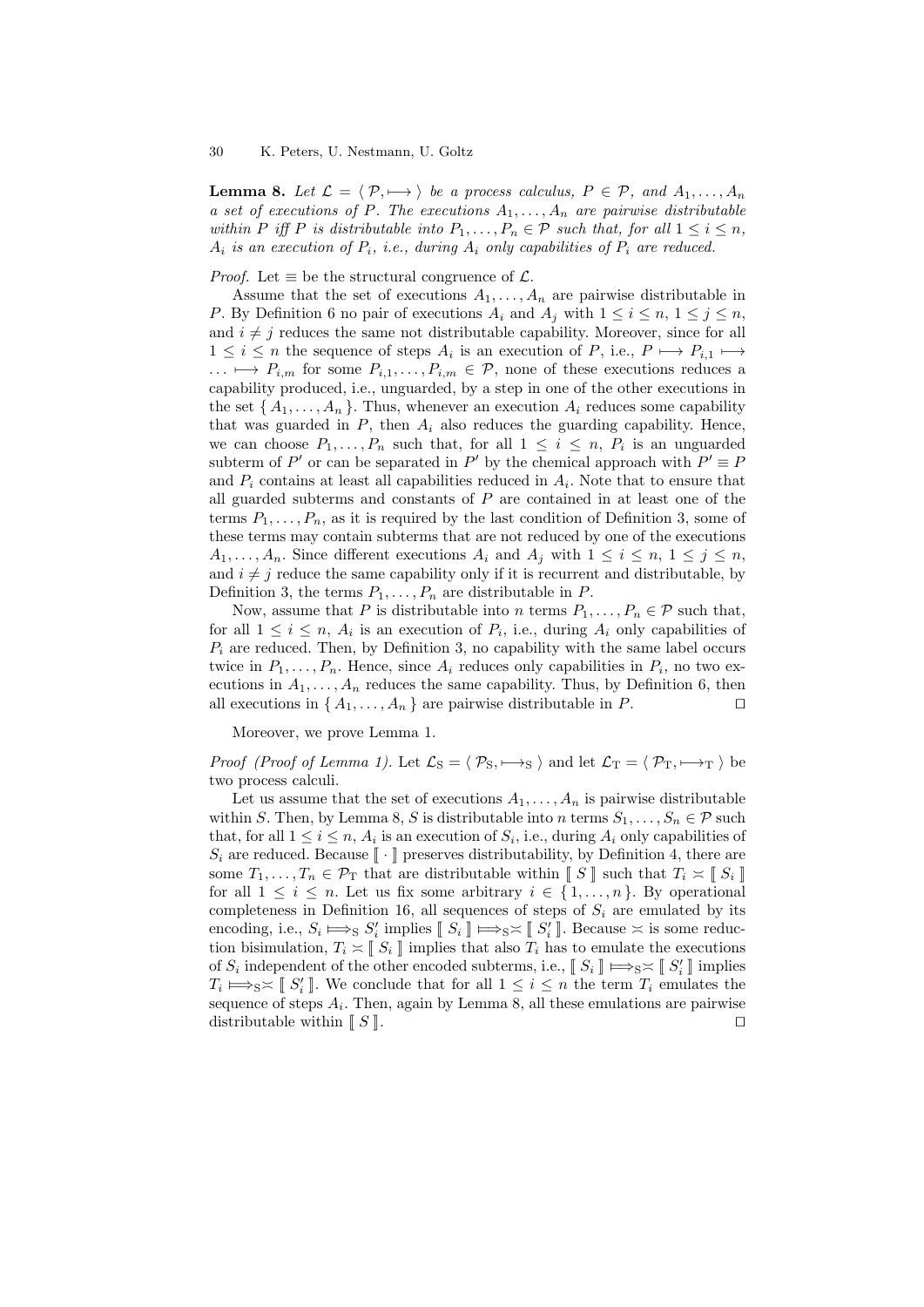**Lemma 8.** *Let $\mathcal{L} = \langle \mathcal{P}, \longmapsto \rangle$ be a process calculus, $P \in \mathcal{P}$, and $A_1, \ldots, A_n$ a set of executions of $P$. The executions $A_1, \ldots, A_n$ are pairwise distributable within $P$ iff $P$ is distributable into $P_1, \ldots, P_n \in \mathcal{P}$ such that, for all $1 \leq i \leq n$, $A_i$ is an execution of $P_i$, i.e., during $A_i$ only capabilities of $P_i$ are reduced.*

*Proof.* Let $\equiv$ be the structural congruence of $\mathcal{L}$.

Assume that the set of executions $A_1, \ldots, A_n$ are pairwise distributable in $P$. By Definition 6 no pair of executions $A_i$ and $A_j$ with $1 \leq i \leq n$, $1 \leq j \leq n$, and $i \neq j$ reduces the same not distributable capability. Moreover, since for all $1 \leq i \leq n$ the sequence of steps $A_i$ is an execution of $P$, i.e., $P \longmapsto P_{i,1} \longmapsto \ldots \longmapsto P_{i,m}$ for some $P_{i,1}, \ldots, P_{i,m} \in \mathcal{P}$, none of these executions reduces a capability produced, i.e., unguarded, by a step in one of the other executions in the set $\{ A_1, \ldots, A_n \}$. Thus, whenever an execution $A_i$ reduces some capability that was guarded in $P$, then $A_i$ also reduces the guarding capability. Hence, we can choose $P_1, \ldots, P_n$ such that, for all $1 \leq i \leq n$, $P_i$ is an unguarded subterm of $P'$ or can be separated in $P'$ by the chemical approach with $P' \equiv P$ and $P_i$ contains at least all capabilities reduced in $A_i$. Note that to ensure that all guarded subterms and constants of $P$ are contained in at least one of the terms $P_1, \ldots, P_n$, as it is required by the last condition of Definition 3, some of these terms may contain subterms that are not reduced by one of the executions $A_1, \ldots, A_n$. Since different executions $A_i$ and $A_j$ with $1 \leq i \leq n$, $1 \leq j \leq n$, and $i \neq j$ reduce the same capability only if it is recurrent and distributable, by Definition 3, the terms $P_1, \ldots, P_n$ are distributable in $P$.

Now, assume that $P$ is distributable into $n$ terms $P_1, \ldots, P_n \in \mathcal{P}$ such that, for all $1 \leq i \leq n$, $A_i$ is an execution of $P_i$, i.e., during $A_i$ only capabilities of $P_i$ are reduced. Then, by Definition 3, no capability with the same label occurs twice in $P_1, \ldots, P_n$. Hence, since $A_i$ reduces only capabilities in $P_i$, no two executions in $A_1, \ldots, A_n$ reduces the same capability. Thus, by Definition 6, then all executions in $\{ A_1, \ldots, A_n \}$ are pairwise distributable in $P$. $\square$

Moreover, we prove Lemma 1.

*Proof (Proof of Lemma 1).* Let $\mathcal{L}_{\mathrm{S}} = \langle \mathcal{P}_{\mathrm{S}}, \longmapsto_{\mathrm{S}} \rangle$ and let $\mathcal{L}_{\mathrm{T}} = \langle \mathcal{P}_{\mathrm{T}}, \longmapsto_{\mathrm{T}} \rangle$ be two process calculi.

Let us assume that the set of executions $A_1, \ldots, A_n$ is pairwise distributable within $S$. Then, by Lemma 8, $S$ is distributable into $n$ terms $S_1, \ldots, S_n \in \mathcal{P}$ such that, for all $1 \leq i \leq n$, $A_i$ is an execution of $S_i$, i.e., during $A_i$ only capabilities of $S_i$ are reduced. Because $\llbracket \cdot \rrbracket$ preserves distributability, by Definition 4, there are some $T_1, \ldots, T_n \in \mathcal{P}_{\mathrm{T}}$ that are distributable within $\llbracket S \rrbracket$ such that $T_i \asymp \llbracket S_i \rrbracket$ for all $1 \leq i \leq n$. Let us fix some arbitrary $i \in \{ 1, \ldots, n \}$. By operational completeness in Definition 16, all sequences of steps of $S_i$ are emulated by its encoding, i.e., $S_i \Longmapsto_{\mathrm{S}} S_i'$ implies $\llbracket S_i \rrbracket \Longmapsto_{\mathrm{S}} \asymp \llbracket S_i' \rrbracket$. Because $\asymp$ is some reduction bisimulation, $T_i \asymp \llbracket S_i \rrbracket$ implies that also $T_i$ has to emulate the executions of $S_i$ independent of the other encoded subterms, i.e., $\llbracket S_i \rrbracket \Longmapsto_{\mathrm{S}} \asymp \llbracket S_i' \rrbracket$ implies $T_i \Longmapsto_{\mathrm{S}} \asymp \llbracket S_i' \rrbracket$. We conclude that for all $1 \leq i \leq n$ the term $T_i$ emulates the sequence of steps $A_i$. Then, again by Lemma 8, all these emulations are pairwise distributable within $\llbracket S \rrbracket$. $\square$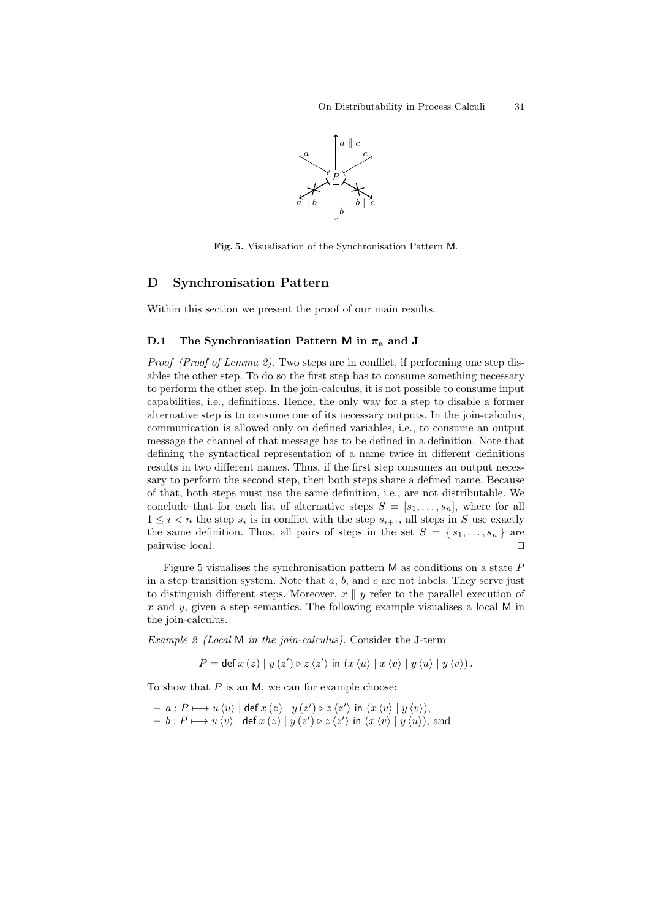**Fig. 5.** Visualisation of the Synchronisation Pattern M.

## D Synchronisation Pattern

Within this section we present the proof of our main results.

### D.1 The Synchronisation Pattern M in $\pi_a$ and J

*Proof (Proof of Lemma 2).* Two steps are in conflict, if performing one step disables the other step. To do so the first step has to consume something necessary to perform the other step. In the join-calculus, it is not possible to consume input capabilities, i.e., definitions. Hence, the only way for a step to disable a former alternative step is to consume one of its necessary outputs. In the join-calculus, communication is allowed only on defined variables, i.e., to consume an output message the channel of that message has to be defined in a definition. Note that defining the syntactical representation of a name twice in different definitions results in two different names. Thus, if the first step consumes an output necessary to perform the second step, then both steps share a defined name. Because of that, both steps must use the same definition, i.e., are not distributable. We conclude that for each list of alternative steps $S = [s_1, \ldots, s_n]$, where for all $1 \leq i < n$ the step $s_i$ is in conflict with the step $s_{i+1}$, all steps in $S$ use exactly the same definition. Thus, all pairs of steps in the set $S = \{ s_1, \ldots, s_n \}$ are pairwise local. ⊓⊔

Figure 5 visualises the synchronisation pattern M as conditions on a state $P$ in a step transition system. Note that $a$, $b$, and $c$ are not labels. They serve just to distinguish different steps. Moreover, $x \parallel y$ refer to the parallel execution of $x$ and $y$, given a step semantics. The following example visualises a local M in the join-calculus.

*Example 2 (Local* M *in the join-calculus).* Consider the J-term

$$P = \mathsf{def}\ x\,(z) \mid y\,(z') \triangleright z\,\langle z' \rangle\ \mathsf{in}\ (x\,\langle u \rangle \mid x\,\langle v \rangle \mid y\,\langle u \rangle \mid y\,\langle v \rangle)\,.$$

To show that $P$ is an M, we can for example choose:

- $a : P \longmapsto u\,\langle u \rangle \mid \mathsf{def}\ x\,(z) \mid y\,(z') \triangleright z\,\langle z' \rangle\ \mathsf{in}\ (x\,\langle v \rangle \mid y\,\langle v \rangle)$,
- $b : P \longmapsto u\,\langle v \rangle \mid \mathsf{def}\ x\,(z) \mid y\,(z') \triangleright z\,\langle z' \rangle\ \mathsf{in}\ (x\,\langle v \rangle \mid y\,\langle u \rangle)$, and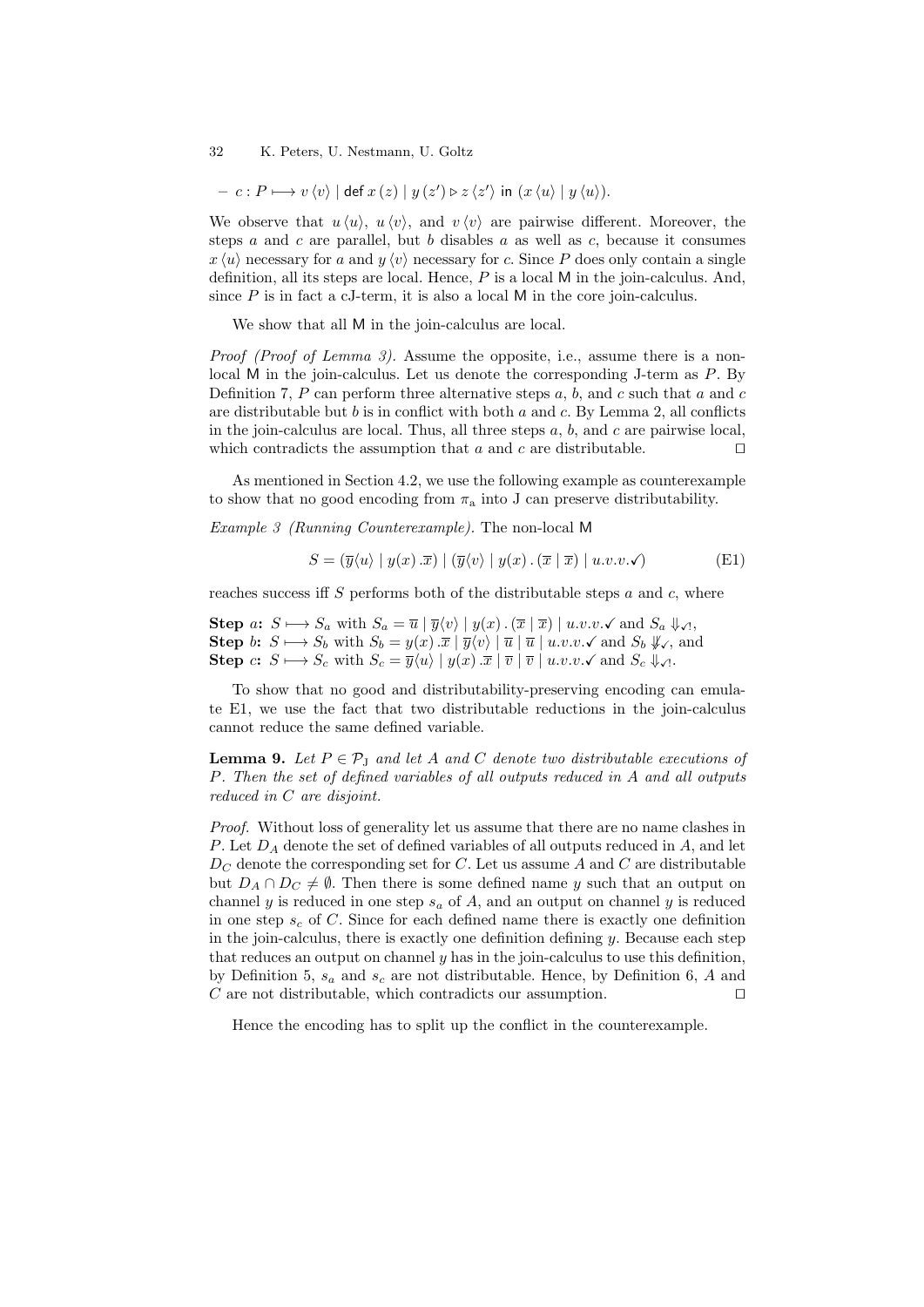– $c : P \longmapsto v\langle v\rangle \mid \mathsf{def}\ x(z) \mid y(z') \triangleright z\langle z'\rangle\ \mathsf{in}\ (x\langle u\rangle \mid y\langle u\rangle)$.

We observe that $u\langle u\rangle$, $u\langle v\rangle$, and $v\langle v\rangle$ are pairwise different. Moreover, the steps $a$ and $c$ are parallel, but $b$ disables $a$ as well as $c$, because it consumes $x\langle u\rangle$ necessary for $a$ and $y\langle v\rangle$ necessary for $c$. Since $P$ does only contain a single definition, all its steps are local. Hence, $P$ is a local M in the join-calculus. And, since $P$ is in fact a cJ-term, it is also a local M in the core join-calculus.

We show that all M in the join-calculus are local.

*Proof (Proof of Lemma 3).* Assume the opposite, i.e., assume there is a non-local M in the join-calculus. Let us denote the corresponding J-term as $P$. By Definition 7, $P$ can perform three alternative steps $a$, $b$, and $c$ such that $a$ and $c$ are distributable but $b$ is in conflict with both $a$ and $c$. By Lemma 2, all conflicts in the join-calculus are local. Thus, all three steps $a$, $b$, and $c$ are pairwise local, which contradicts the assumption that $a$ and $c$ are distributable. ☐

As mentioned in Section 4.2, we use the following example as counterexample to show that no good encoding from $\pi_{\mathrm{a}}$ into J can preserve distributability.

*Example 3 (Running Counterexample).* The non-local M

$$S = (\overline{y}\langle u\rangle \mid y(x).\overline{x}) \mid (\overline{y}\langle v\rangle \mid y(x).(\overline{x} \mid \overline{x}) \mid u.v.v.\checkmark) \tag{E1}$$

reaches success iff $S$ performs both of the distributable steps $a$ and $c$, where

**Step $a$:** $S \longmapsto S_a$ with $S_a = \overline{u} \mid \overline{y}\langle v\rangle \mid y(x).(\overline{x} \mid \overline{x}) \mid u.v.v.\checkmark$ and $S_a \Downarrow_{\checkmark!}$,
**Step $b$:** $S \longmapsto S_b$ with $S_b = y(x).\overline{x} \mid \overline{y}\langle v\rangle \mid \overline{u} \mid \overline{u} \mid u.v.v.\checkmark$ and $S_b \not\Downarrow_{\checkmark}$, and
**Step $c$:** $S \longmapsto S_c$ with $S_c = \overline{y}\langle u\rangle \mid y(x).\overline{x} \mid \overline{v} \mid \overline{v} \mid u.v.v.\checkmark$ and $S_c \Downarrow_{\checkmark!}$.

To show that no good and distributability-preserving encoding can emulate E1, we use the fact that two distributable reductions in the join-calculus cannot reduce the same defined variable.

**Lemma 9.** *Let $P \in \mathcal{P}_{\mathrm{J}}$ and let $A$ and $C$ denote two distributable executions of $P$. Then the set of defined variables of all outputs reduced in $A$ and all outputs reduced in $C$ are disjoint.*

*Proof.* Without loss of generality let us assume that there are no name clashes in $P$. Let $D_A$ denote the set of defined variables of all outputs reduced in $A$, and let $D_C$ denote the corresponding set for $C$. Let us assume $A$ and $C$ are distributable but $D_A \cap D_C \neq \emptyset$. Then there is some defined name $y$ such that an output on channel $y$ is reduced in one step $s_a$ of $A$, and an output on channel $y$ is reduced in one step $s_c$ of $C$. Since for each defined name there is exactly one definition in the join-calculus, there is exactly one definition defining $y$. Because each step that reduces an output on channel $y$ has in the join-calculus to use this definition, by Definition 5, $s_a$ and $s_c$ are not distributable. Hence, by Definition 6, $A$ and $C$ are not distributable, which contradicts our assumption. ☐

Hence the encoding has to split up the conflict in the counterexample.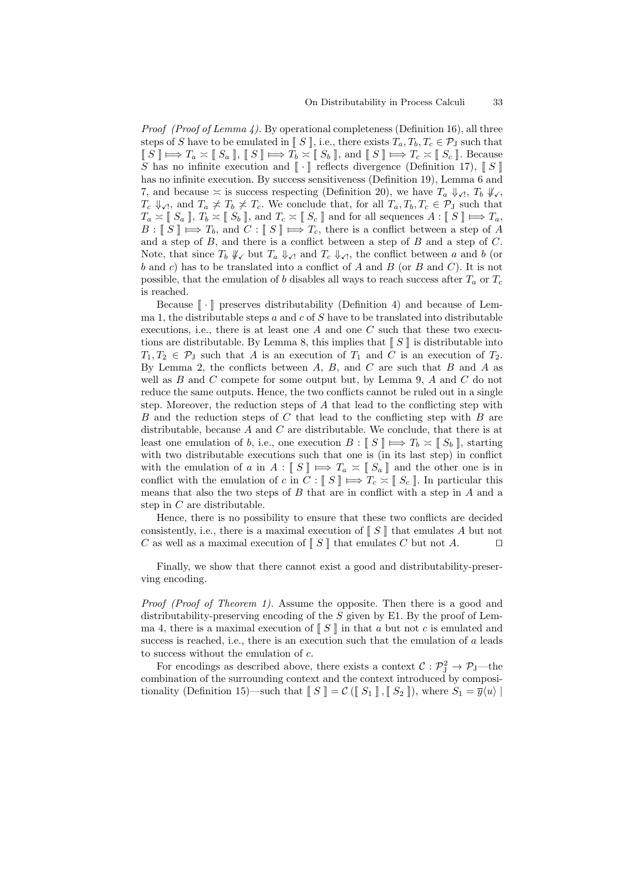*Proof (Proof of Lemma 4).* By operational completeness (Definition 16), all three steps of $S$ have to be emulated in $[\![ S ]\!]$, i.e., there exists $T_a, T_b, T_c \in \mathcal{P}_{\mathrm{J}}$ such that $[\![ S ]\!] \Longmapsto T_a \asymp [\![ S_a ]\!]$, $[\![ S ]\!] \Longmapsto T_b \asymp [\![ S_b ]\!]$, and $[\![ S ]\!] \Longmapsto T_c \asymp [\![ S_c ]\!]$. Because $S$ has no infinite execution and $[\![ \cdot ]\!]$ reflects divergence (Definition 17), $[\![ S ]\!]$ has no infinite execution. By success sensitiveness (Definition 19), Lemma 6 and 7, and because $\asymp$ is success respecting (Definition 20), we have $T_a \Downarrow_{\checkmark!}$, $T_b \not\Downarrow_{\checkmark}$, $T_c \Downarrow_{\checkmark!}$, and $T_a \not\asymp T_b \not\asymp T_c$. We conclude that, for all $T_a, T_b, T_c \in \mathcal{P}_{\mathrm{J}}$ such that $T_a \asymp [\![ S_a ]\!]$, $T_b \asymp [\![ S_b ]\!]$, and $T_c \asymp [\![ S_c ]\!]$ and for all sequences $A : [\![ S ]\!] \Longmapsto T_a$, $B : [\![ S ]\!] \Longmapsto T_b$, and $C : [\![ S ]\!] \Longmapsto T_c$, there is a conflict between a step of $A$ and a step of $B$, and there is a conflict between a step of $B$ and a step of $C$. Note, that since $T_b \not\Downarrow_{\checkmark}$ but $T_a \Downarrow_{\checkmark!}$ and $T_c \Downarrow_{\checkmark!}$, the conflict between $a$ and $b$ (or $b$ and $c$) has to be translated into a conflict of $A$ and $B$ (or $B$ and $C$). It is not possible, that the emulation of $b$ disables all ways to reach success after $T_a$ or $T_c$ is reached.

Because $[\![ \cdot ]\!]$ preserves distributability (Definition 4) and because of Lemma 1, the distributable steps $a$ and $c$ of $S$ have to be translated into distributable executions, i.e., there is at least one $A$ and one $C$ such that these two executions are distributable. By Lemma 8, this implies that $[\![ S ]\!]$ is distributable into $T_1, T_2 \in \mathcal{P}_{\mathrm{J}}$ such that $A$ is an execution of $T_1$ and $C$ is an execution of $T_2$. By Lemma 2, the conflicts between $A$, $B$, and $C$ are such that $B$ and $A$ as well as $B$ and $C$ compete for some output but, by Lemma 9, $A$ and $C$ do not reduce the same outputs. Hence, the two conflicts cannot be ruled out in a single step. Moreover, the reduction steps of $A$ that lead to the conflicting step with $B$ and the reduction steps of $C$ that lead to the conflicting step with $B$ are distributable, because $A$ and $C$ are distributable. We conclude, that there is at least one emulation of $b$, i.e., one execution $B : [\![ S ]\!] \Longmapsto T_b \asymp [\![ S_b ]\!]$, starting with two distributable executions such that one is (in its last step) in conflict with the emulation of $a$ in $A : [\![ S ]\!] \Longmapsto T_a \asymp [\![ S_a ]\!]$ and the other one is in conflict with the emulation of $c$ in $C : [\![ S ]\!] \Longmapsto T_c \asymp [\![ S_c ]\!]$. In particular this means that also the two steps of $B$ that are in conflict with a step in $A$ and a step in $C$ are distributable.

Hence, there is no possibility to ensure that these two conflicts are decided consistently, i.e., there is a maximal execution of $[\![ S ]\!]$ that emulates $A$ but not $C$ as well as a maximal execution of $[\![ S ]\!]$ that emulates $C$ but not $A$. $\square$

Finally, we show that there cannot exist a good and distributability-preserving encoding.

*Proof (Proof of Theorem 1).* Assume the opposite. Then there is a good and distributability-preserving encoding of the $S$ given by E1. By the proof of Lemma 4, there is a maximal execution of $[\![ S ]\!]$ in that $a$ but not $c$ is emulated and success is reached, i.e., there is an execution such that the emulation of $a$ leads to success without the emulation of $c$.

For encodings as described above, there exists a context $\mathcal{C} : \mathcal{P}_{\mathrm{J}}^2 \to \mathcal{P}_{\mathrm{J}}$—the combination of the surrounding context and the context introduced by compositionality (Definition 15)—such that $[\![ S ]\!] = \mathcal{C}\left([\![ S_1 ]\!], [\![ S_2 ]\!]\right)$, where $S_1 = \overline{y}\langle u \rangle \mid$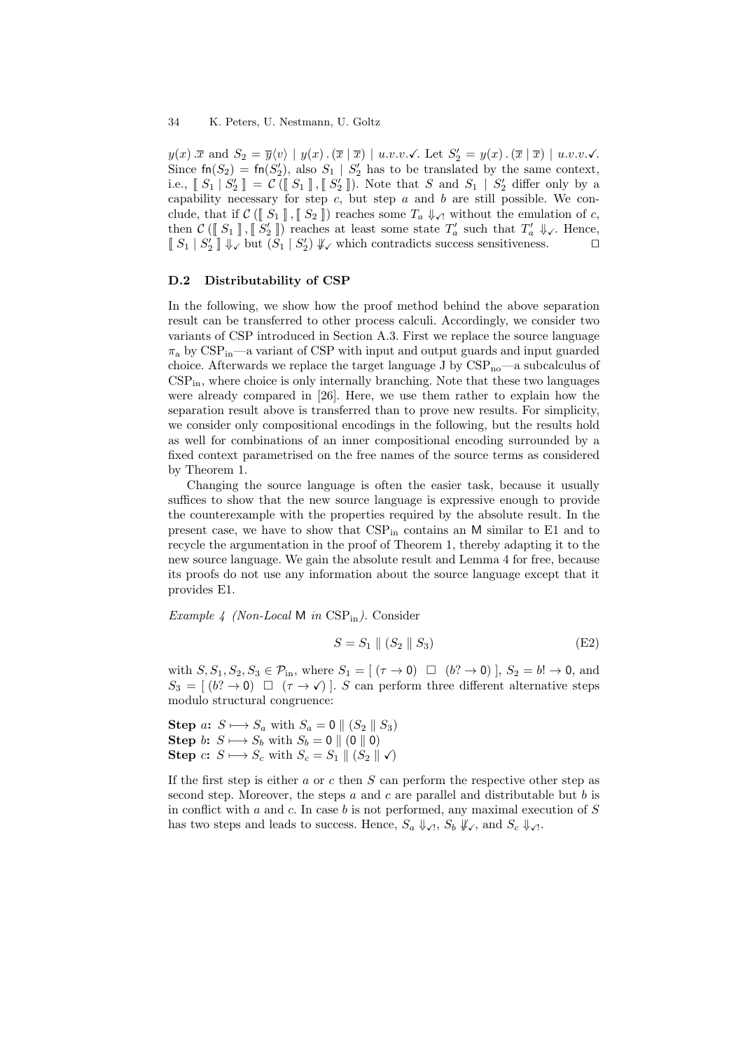$y(x) . \overline{x}$ and $S_2 = \overline{y}\langle v \rangle \mid y(x) . (\overline{x} \mid \overline{x}) \mid u.v.v.\checkmark$. Let $S_2' = y(x) . (\overline{x} \mid \overline{x}) \mid u.v.v.\checkmark$. Since $\mathsf{fn}(S_2) = \mathsf{fn}(S_2')$, also $S_1 \mid S_2'$ has to be translated by the same context, i.e., $[\![ S_1 \mid S_2' ]\!] = \mathcal{C}([\![ S_1 ]\!], [\![ S_2' ]\!])$. Note that $S$ and $S_1 \mid S_2'$ differ only by a capability necessary for step $c$, but step $a$ and $b$ are still possible. We conclude, that if $\mathcal{C}([\![ S_1 ]\!], [\![ S_2 ]\!])$ reaches some $T_a \Downarrow_{\checkmark!}$ without the emulation of $c$, then $\mathcal{C}([\![ S_1 ]\!], [\![ S_2' ]\!])$ reaches at least some state $T_a'$ such that $T_a' \Downarrow_{\checkmark}$. Hence, $[\![ S_1 \mid S_2' ]\!] \Downarrow_{\checkmark}$ but $(S_1 \mid S_2') \not\Downarrow_{\checkmark}$ which contradicts success sensitiveness. $\square$

### D.2 Distributability of CSP

In the following, we show how the proof method behind the above separation result can be transferred to other process calculi. Accordingly, we consider two variants of CSP introduced in Section A.3. First we replace the source language $\pi_{\mathrm{a}}$ by $\mathrm{CSP}_{\mathrm{in}}$—a variant of CSP with input and output guards and input guarded choice. Afterwards we replace the target language J by $\mathrm{CSP}_{\mathrm{no}}$—a subcalculus of $\mathrm{CSP}_{\mathrm{in}}$, where choice is only internally branching. Note that these two languages were already compared in [26]. Here, we use them rather to explain how the separation result above is transferred than to prove new results. For simplicity, we consider only compositional encodings in the following, but the results hold as well for combinations of an inner compositional encoding surrounded by a fixed context parametrised on the free names of the source terms as considered by Theorem 1.

Changing the source language is often the easier task, because it usually suffices to show that the new source language is expressive enough to provide the counterexample with the properties required by the absolute result. In the present case, we have to show that $\mathrm{CSP}_{\mathrm{in}}$ contains an M similar to E1 and to recycle the argumentation in the proof of Theorem 1, thereby adapting it to the new source language. We gain the absolute result and Lemma 4 for free, because its proofs do not use any information about the source language except that it provides E1.

*Example 4 (Non-Local M in $\mathrm{CSP}_{\mathrm{in}}$).* Consider

$$S = S_1 \parallel (S_2 \parallel S_3) \tag{E2}$$

with $S, S_1, S_2, S_3 \in \mathcal{P}_{\mathrm{in}}$, where $S_1 = [\, (\tau \to \mathsf{0}) \;\; \Box \;\; (b? \to \mathsf{0}) \,]$, $S_2 = b! \to \mathsf{0}$, and $S_3 = [\, (b? \to \mathsf{0}) \;\; \Box \;\; (\tau \to \checkmark) \,]$. $S$ can perform three different alternative steps modulo structural congruence:

**Step $a$:** $S \longmapsto S_a$ with $S_a = \mathsf{0} \parallel (S_2 \parallel S_3)$
**Step $b$:** $S \longmapsto S_b$ with $S_b = \mathsf{0} \parallel (\mathsf{0} \parallel \mathsf{0})$
**Step $c$:** $S \longmapsto S_c$ with $S_c = S_1 \parallel (S_2 \parallel \checkmark)$

If the first step is either $a$ or $c$ then $S$ can perform the respective other step as second step. Moreover, the steps $a$ and $c$ are parallel and distributable but $b$ is in conflict with $a$ and $c$. In case $b$ is not performed, any maximal execution of $S$ has two steps and leads to success. Hence, $S_a \Downarrow_{\checkmark!}$, $S_b \not\Downarrow_{\checkmark}$, and $S_c \Downarrow_{\checkmark!}$.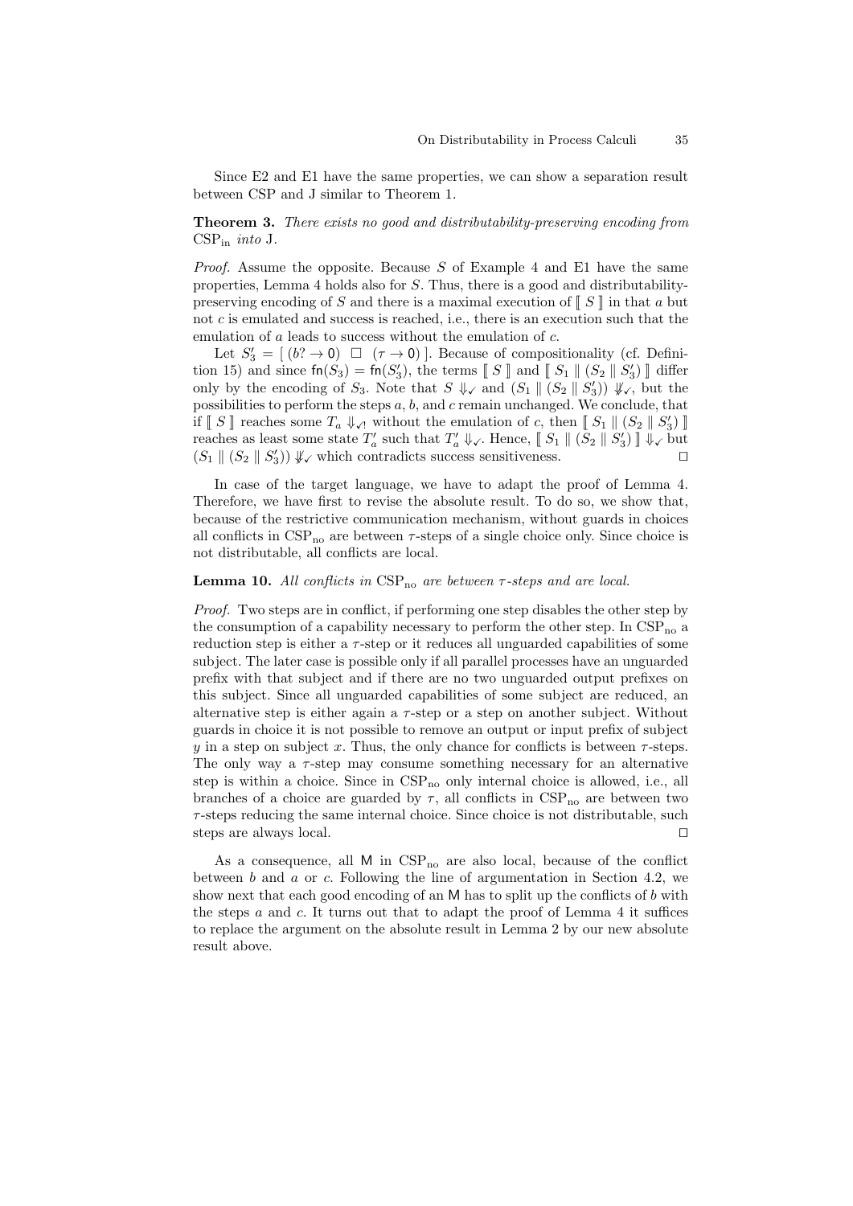Since E2 and E1 have the same properties, we can show a separation result between CSP and J similar to Theorem 1.

**Theorem 3.** *There exists no good and distributability-preserving encoding from* $\mathrm{CSP}_{\mathrm{in}}$ *into* J.

*Proof.* Assume the opposite. Because $S$ of Example 4 and E1 have the same properties, Lemma 4 holds also for $S$. Thus, there is a good and distributability-preserving encoding of $S$ and there is a maximal execution of $[\![ S ]\!]$ in that $a$ but not $c$ is emulated and success is reached, i.e., there is an execution such that the emulation of $a$ leads to success without the emulation of $c$.

Let $S_3' = [\, (b? \to 0) \;\square\; (\tau \to 0) \,]$. Because of compositionality (cf. Definition 15) and since $\mathsf{fn}(S_3) = \mathsf{fn}(S_3')$, the terms $[\![ S ]\!]$ and $[\![ S_1 \parallel (S_2 \parallel S_3') ]\!]$ differ only by the encoding of $S_3$. Note that $S \Downarrow_{\checkmark}$ and $(S_1 \parallel (S_2 \parallel S_3')) \not\Downarrow_{\checkmark}$, but the possibilities to perform the steps $a$, $b$, and $c$ remain unchanged. We conclude, that if $[\![ S ]\!]$ reaches some $T_a \Downarrow_{\checkmark!}$ without the emulation of $c$, then $[\![ S_1 \parallel (S_2 \parallel S_3') ]\!]$ reaches as least some state $T_a'$ such that $T_a' \Downarrow_{\checkmark}$. Hence, $[\![ S_1 \parallel (S_2 \parallel S_3') ]\!] \Downarrow_{\checkmark}$ but $(S_1 \parallel (S_2 \parallel S_3')) \not\Downarrow_{\checkmark}$ which contradicts success sensitiveness. $\square$

In case of the target language, we have to adapt the proof of Lemma 4. Therefore, we have first to revise the absolute result. To do so, we show that, because of the restrictive communication mechanism, without guards in choices all conflicts in $\mathrm{CSP}_{\mathrm{no}}$ are between $\tau$-steps of a single choice only. Since choice is not distributable, all conflicts are local.

**Lemma 10.** *All conflicts in* $\mathrm{CSP}_{\mathrm{no}}$ *are between* $\tau$*-steps and are local.*

*Proof.* Two steps are in conflict, if performing one step disables the other step by the consumption of a capability necessary to perform the other step. In $\mathrm{CSP}_{\mathrm{no}}$ a reduction step is either a $\tau$-step or it reduces all unguarded capabilities of some subject. The later case is possible only if all parallel processes have an unguarded prefix with that subject and if there are no two unguarded output prefixes on this subject. Since all unguarded capabilities of some subject are reduced, an alternative step is either again a $\tau$-step or a step on another subject. Without guards in choice it is not possible to remove an output or input prefix of subject $y$ in a step on subject $x$. Thus, the only chance for conflicts is between $\tau$-steps. The only way a $\tau$-step may consume something necessary for an alternative step is within a choice. Since in $\mathrm{CSP}_{\mathrm{no}}$ only internal choice is allowed, i.e., all branches of a choice are guarded by $\tau$, all conflicts in $\mathrm{CSP}_{\mathrm{no}}$ are between two $\tau$-steps reducing the same internal choice. Since choice is not distributable, such steps are always local. $\square$

As a consequence, all $\mathsf{M}$ in $\mathrm{CSP}_{\mathrm{no}}$ are also local, because of the conflict between $b$ and $a$ or $c$. Following the line of argumentation in Section 4.2, we show next that each good encoding of an $\mathsf{M}$ has to split up the conflicts of $b$ with the steps $a$ and $c$. It turns out that to adapt the proof of Lemma 4 it suffices to replace the argument on the absolute result in Lemma 2 by our new absolute result above.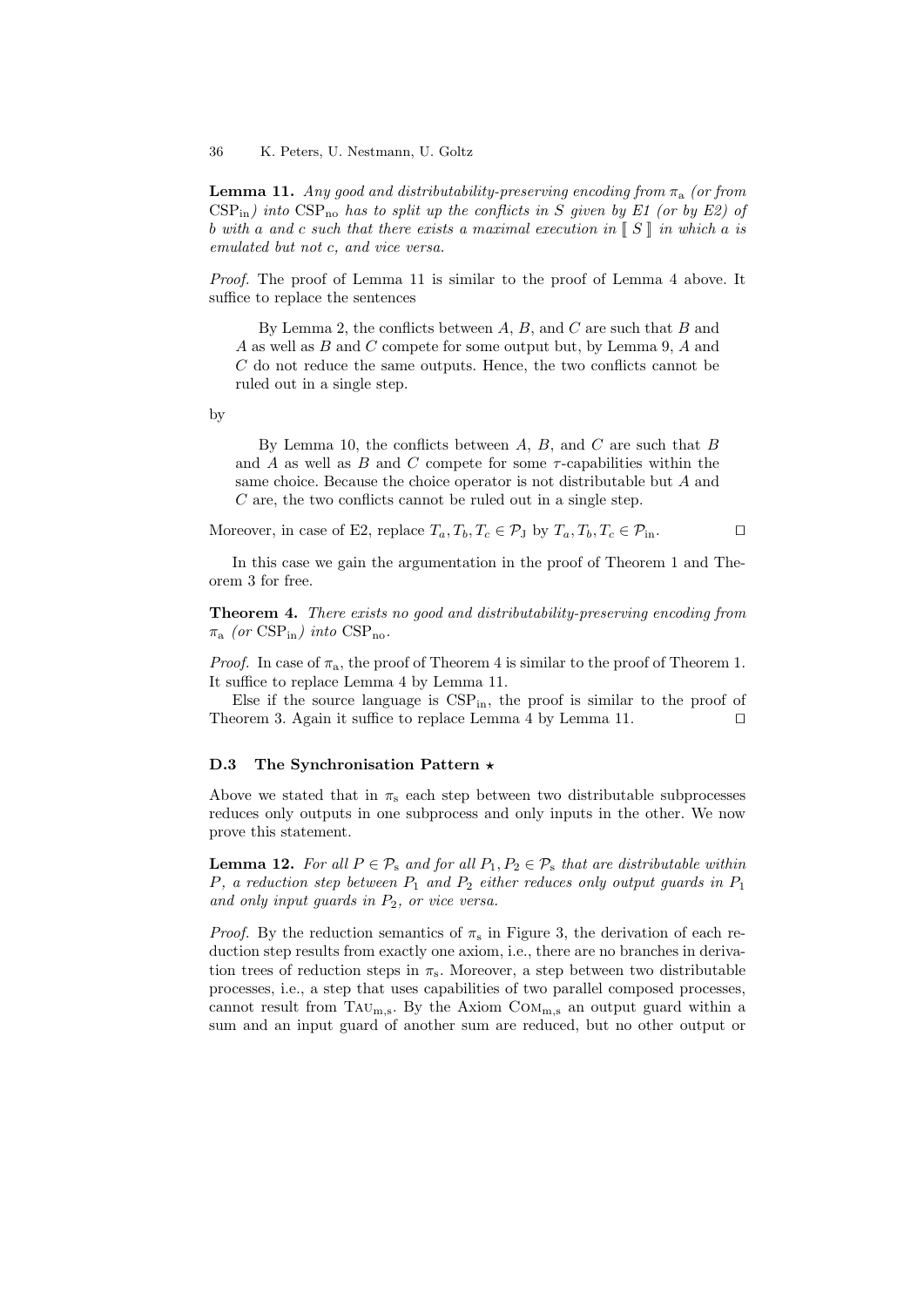**Lemma 11.** *Any good and distributability-preserving encoding from $\pi_a$ (or from $\mathrm{CSP}_{in}$) into $\mathrm{CSP}_{no}$ has to split up the conflicts in S given by E1 (or by E2) of b with a and c such that there exists a maximal execution in $[\![ S ]\!]$ in which a is emulated but not c, and vice versa.*

*Proof.* The proof of Lemma 11 is similar to the proof of Lemma 4 above. It suffice to replace the sentences

> By Lemma 2, the conflicts between $A$, $B$, and $C$ are such that $B$ and $A$ as well as $B$ and $C$ compete for some output but, by Lemma 9, $A$ and $C$ do not reduce the same outputs. Hence, the two conflicts cannot be ruled out in a single step.

by

> By Lemma 10, the conflicts between $A$, $B$, and $C$ are such that $B$ and $A$ as well as $B$ and $C$ compete for some $\tau$-capabilities within the same choice. Because the choice operator is not distributable but $A$ and $C$ are, the two conflicts cannot be ruled out in a single step.

Moreover, in case of E2, replace $T_a, T_b, T_c \in \mathcal{P}_J$ by $T_a, T_b, T_c \in \mathcal{P}_{in}$. ◻

In this case we gain the argumentation in the proof of Theorem 1 and Theorem 3 for free.

**Theorem 4.** *There exists no good and distributability-preserving encoding from $\pi_a$ (or $\mathrm{CSP}_{in}$) into $\mathrm{CSP}_{no}$.*

*Proof.* In case of $\pi_a$, the proof of Theorem 4 is similar to the proof of Theorem 1. It suffice to replace Lemma 4 by Lemma 11.

Else if the source language is $\mathrm{CSP}_{in}$, the proof is similar to the proof of Theorem 3. Again it suffice to replace Lemma 4 by Lemma 11. ◻

### D.3 The Synchronisation Pattern ⋆

Above we stated that in $\pi_s$ each step between two distributable subprocesses reduces only outputs in one subprocess and only inputs in the other. We now prove this statement.

**Lemma 12.** *For all $P \in \mathcal{P}_s$ and for all $P_1, P_2 \in \mathcal{P}_s$ that are distributable within $P$, a reduction step between $P_1$ and $P_2$ either reduces only output guards in $P_1$ and only input guards in $P_2$, or vice versa.*

*Proof.* By the reduction semantics of $\pi_s$ in Figure 3, the derivation of each reduction step results from exactly one axiom, i.e., there are no branches in derivation trees of reduction steps in $\pi_s$. Moreover, a step between two distributable processes, i.e., a step that uses capabilities of two parallel composed processes, cannot result from $\mathrm{Tau}_{m,s}$. By the Axiom $\mathrm{Com}_{m,s}$ an output guard within a sum and an input guard of another sum are reduced, but no other output or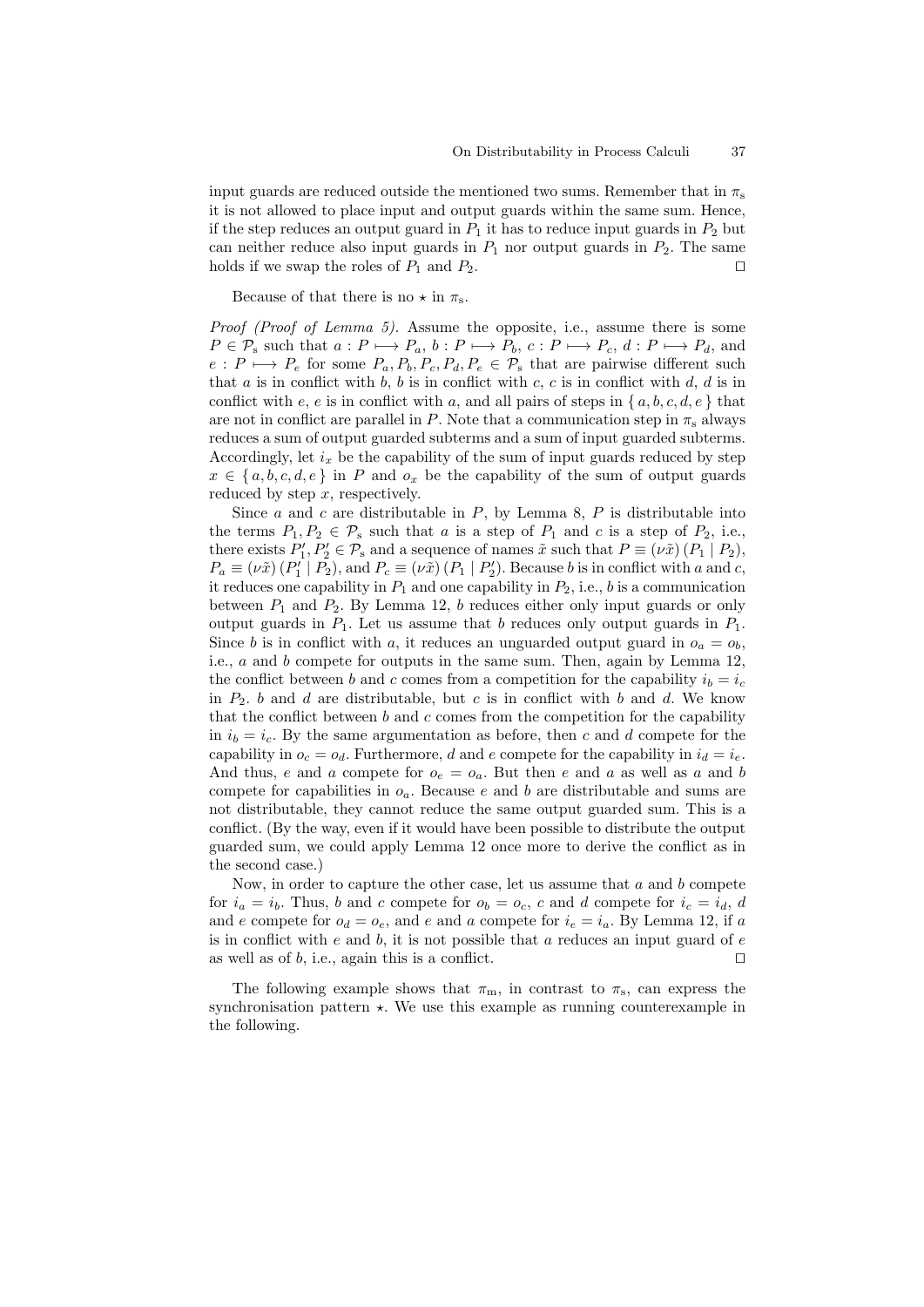input guards are reduced outside the mentioned two sums. Remember that in $\pi_s$ it is not allowed to place input and output guards within the same sum. Hence, if the step reduces an output guard in $P_1$ it has to reduce input guards in $P_2$ but can neither reduce also input guards in $P_1$ nor output guards in $P_2$. The same holds if we swap the roles of $P_1$ and $P_2$. $\square$

Because of that there is no $\star$ in $\pi_s$.

*Proof (Proof of Lemma 5).* Assume the opposite, i.e., assume there is some $P \in \mathcal{P}_s$ such that $a : P \longmapsto P_a$, $b : P \longmapsto P_b$, $c : P \longmapsto P_c$, $d : P \longmapsto P_d$, and $e : P \longmapsto P_e$ for some $P_a, P_b, P_c, P_d, P_e \in \mathcal{P}_s$ that are pairwise different such that $a$ is in conflict with $b$, $b$ is in conflict with $c$, $c$ is in conflict with $d$, $d$ is in conflict with $e$, $e$ is in conflict with $a$, and all pairs of steps in $\{ a, b, c, d, e \}$ that are not in conflict are parallel in $P$. Note that a communication step in $\pi_s$ always reduces a sum of output guarded subterms and a sum of input guarded subterms. Accordingly, let $i_x$ be the capability of the sum of input guards reduced by step $x \in \{ a, b, c, d, e \}$ in $P$ and $o_x$ be the capability of the sum of output guards reduced by step $x$, respectively.

Since $a$ and $c$ are distributable in $P$, by Lemma 8, $P$ is distributable into the terms $P_1, P_2 \in \mathcal{P}_s$ such that $a$ is a step of $P_1$ and $c$ is a step of $P_2$, i.e., there exists $P_1', P_2' \in \mathcal{P}_s$ and a sequence of names $\tilde{x}$ such that $P \equiv (\nu \tilde{x}) (P_1 \mid P_2)$, $P_a \equiv (\nu \tilde{x}) (P_1' \mid P_2)$, and $P_c \equiv (\nu \tilde{x}) (P_1 \mid P_2')$. Because $b$ is in conflict with $a$ and $c$, it reduces one capability in $P_1$ and one capability in $P_2$, i.e., $b$ is a communication between $P_1$ and $P_2$. By Lemma 12, $b$ reduces either only input guards or only output guards in $P_1$. Let us assume that $b$ reduces only output guards in $P_1$. Since $b$ is in conflict with $a$, it reduces an unguarded output guard in $o_a = o_b$, i.e., $a$ and $b$ compete for outputs in the same sum. Then, again by Lemma 12, the conflict between $b$ and $c$ comes from a competition for the capability $i_b = i_c$ in $P_2$. $b$ and $d$ are distributable, but $c$ is in conflict with $b$ and $d$. We know that the conflict between $b$ and $c$ comes from the competition for the capability in $i_b = i_c$. By the same argumentation as before, then $c$ and $d$ compete for the capability in $o_c = o_d$. Furthermore, $d$ and $e$ compete for the capability in $i_d = i_e$. And thus, $e$ and $a$ compete for $o_e = o_a$. But then $e$ and $a$ as well as $a$ and $b$ compete for capabilities in $o_a$. Because $e$ and $b$ are distributable and sums are not distributable, they cannot reduce the same output guarded sum. This is a conflict. (By the way, even if it would have been possible to distribute the output guarded sum, we could apply Lemma 12 once more to derive the conflict as in the second case.)

Now, in order to capture the other case, let us assume that $a$ and $b$ compete for $i_a = i_b$. Thus, $b$ and $c$ compete for $o_b = o_c$, $c$ and $d$ compete for $i_c = i_d$, $d$ and $e$ compete for $o_d = o_e$, and $e$ and $a$ compete for $i_e = i_a$. By Lemma 12, if $a$ is in conflict with $e$ and $b$, it is not possible that $a$ reduces an input guard of $e$ as well as of $b$, i.e., again this is a conflict. $\square$

The following example shows that $\pi_m$, in contrast to $\pi_s$, can express the synchronisation pattern $\star$. We use this example as running counterexample in the following.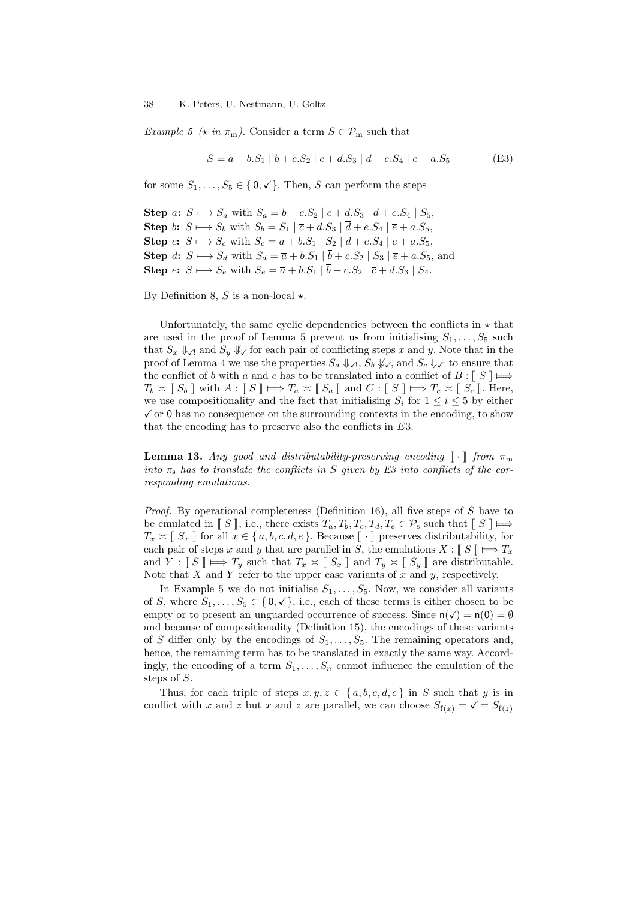*Example 5 ($\star$ in $\pi_{\mathrm{m}}$).* Consider a term $S \in \mathcal{P}_{\mathrm{m}}$ such that

$$S = \overline{a} + b.S_1 \mid \overline{b} + c.S_2 \mid \overline{c} + d.S_3 \mid \overline{d} + e.S_4 \mid \overline{e} + a.S_5 \tag{E3}$$

for some $S_1, \ldots, S_5 \in \{ \mathsf{0}, \checkmark \}$. Then, $S$ can perform the steps

**Step $a$:** $S \longmapsto S_a$ with $S_a = \overline{b} + c.S_2 \mid \overline{c} + d.S_3 \mid \overline{d} + e.S_4 \mid S_5$,
**Step $b$:** $S \longmapsto S_b$ with $S_b = S_1 \mid \overline{c} + d.S_3 \mid \overline{d} + e.S_4 \mid \overline{e} + a.S_5$,
**Step $c$:** $S \longmapsto S_c$ with $S_c = \overline{a} + b.S_1 \mid S_2 \mid \overline{d} + e.S_4 \mid \overline{e} + a.S_5$,
**Step $d$:** $S \longmapsto S_d$ with $S_d = \overline{a} + b.S_1 \mid \overline{b} + c.S_2 \mid S_3 \mid \overline{e} + a.S_5$, and
**Step $e$:** $S \longmapsto S_e$ with $S_e = \overline{a} + b.S_1 \mid \overline{b} + c.S_2 \mid \overline{c} + d.S_3 \mid S_4$.

By Definition 8, $S$ is a non-local $\star$.

Unfortunately, the same cyclic dependencies between the conflicts in $\star$ that are used in the proof of Lemma 5 prevent us from initialising $S_1, \ldots, S_5$ such that $S_x \Downarrow_{\checkmark!}$ and $S_y \not\Downarrow_{\checkmark}$ for each pair of conflicting steps $x$ and $y$. Note that in the proof of Lemma 4 we use the properties $S_a \Downarrow_{\checkmark!}$, $S_b \not\Downarrow_{\checkmark}$, and $S_c \Downarrow_{\checkmark!}$ to ensure that the conflict of $b$ with $a$ and $c$ has to be translated into a conflict of $B : [\![\, S \,]\!] \Longmapsto T_b \asymp [\![\, S_b \,]\!]$ with $A : [\![\, S \,]\!] \Longmapsto T_a \asymp [\![\, S_a \,]\!]$ and $C : [\![\, S \,]\!] \Longmapsto T_c \asymp [\![\, S_c \,]\!]$. Here, we use compositionality and the fact that initialising $S_i$ for $1 \leq i \leq 5$ by either $\checkmark$ or $\mathsf{0}$ has no consequence on the surrounding contexts in the encoding, to show that the encoding has to preserve also the conflicts in $E3$.

**Lemma 13.** *Any good and distributability-preserving encoding $[\![\, \cdot \,]\!]$ from $\pi_{\mathrm{m}}$ into $\pi_{\mathrm{s}}$ has to translate the conflicts in $S$ given by E3 into conflicts of the corresponding emulations.*

*Proof.* By operational completeness (Definition 16), all five steps of $S$ have to be emulated in $[\![\, S \,]\!]$, i.e., there exists $T_a, T_b, T_c, T_d, T_e \in \mathcal{P}_{\mathrm{s}}$ such that $[\![\, S \,]\!] \Longmapsto T_x \asymp [\![\, S_x \,]\!]$ for all $x \in \{ a, b, c, d, e \}$. Because $[\![\, \cdot \,]\!]$ preserves distributability, for each pair of steps $x$ and $y$ that are parallel in $S$, the emulations $X : [\![\, S \,]\!] \Longmapsto T_x$ and $Y : [\![\, S \,]\!] \Longmapsto T_y$ such that $T_x \asymp [\![\, S_x \,]\!]$ and $T_y \asymp [\![\, S_y \,]\!]$ are distributable. Note that $X$ and $Y$ refer to the upper case variants of $x$ and $y$, respectively.

In Example 5 we do not initialise $S_1, \ldots, S_5$. Now, we consider all variants of $S$, where $S_1, \ldots, S_5 \in \{ \mathsf{0}, \checkmark \}$, i.e., each of these terms is either chosen to be empty or to present an unguarded occurrence of success. Since $\mathsf{n}(\checkmark) = \mathsf{n}(\mathsf{0}) = \emptyset$ and because of compositionality (Definition 15), the encodings of these variants of $S$ differ only by the encodings of $S_1, \ldots, S_5$. The remaining operators and, hence, the remaining term has to be translated in exactly the same way. Accordingly, the encoding of a term $S_1, \ldots, S_n$ cannot influence the emulation of the steps of $S$.

Thus, for each triple of steps $x, y, z \in \{ a, b, c, d, e \}$ in $S$ such that $y$ is in conflict with $x$ and $z$ but $x$ and $z$ are parallel, we can choose $S_{\mathsf{f}(x)} = \checkmark = S_{\mathsf{f}(z)}$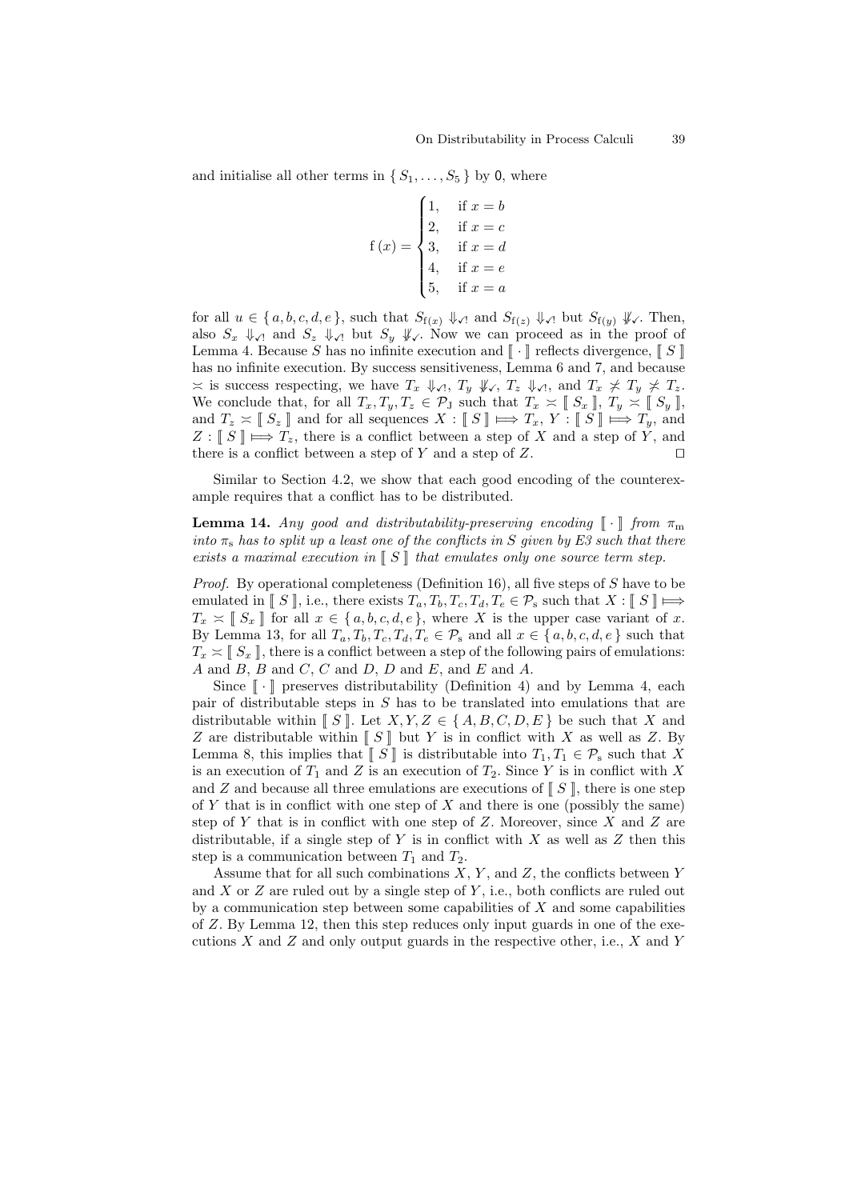and initialise all other terms in $\{ S_1, \ldots, S_5 \}$ by $\mathsf{0}$, where

$$\mathrm{f}(x) = \begin{cases} 1, & \text{if } x = b \\ 2, & \text{if } x = c \\ 3, & \text{if } x = d \\ 4, & \text{if } x = e \\ 5, & \text{if } x = a \end{cases}$$

for all $u \in \{ a, b, c, d, e \}$, such that $S_{\mathrm{f}(x)} \Downarrow_{\checkmark!}$ and $S_{\mathrm{f}(z)} \Downarrow_{\checkmark!}$ but $S_{\mathrm{f}(y)} \not\Downarrow_{\checkmark}$. Then, also $S_x \Downarrow_{\checkmark!}$ and $S_z \Downarrow_{\checkmark!}$ but $S_y \not\Downarrow_{\checkmark}$. Now we can proceed as in the proof of Lemma 4. Because $S$ has no infinite execution and $[\![ \cdot ]\!]$ reflects divergence, $[\![ S ]\!]$ has no infinite execution. By success sensitiveness, Lemma 6 and 7, and because $\asymp$ is success respecting, we have $T_x \Downarrow_{\checkmark!}$, $T_y \not\Downarrow_{\checkmark}$, $T_z \Downarrow_{\checkmark!}$, and $T_x \not\asymp T_y \not\asymp T_z$. We conclude that, for all $T_x, T_y, T_z \in \mathcal{P}_{\mathrm{J}}$ such that $T_x \asymp [\![ S_x ]\!]$, $T_y \asymp [\![ S_y ]\!]$, and $T_z \asymp [\![ S_z ]\!]$ and for all sequences $X : [\![ S ]\!] \Longmapsto T_x$, $Y : [\![ S ]\!] \Longmapsto T_y$, and $Z : [\![ S ]\!] \Longmapsto T_z$, there is a conflict between a step of $X$ and a step of $Y$, and there is a conflict between a step of $Y$ and a step of $Z$. $\square$

Similar to Section 4.2, we show that each good encoding of the counterexample requires that a conflict has to be distributed.

**Lemma 14.** *Any good and distributability-preserving encoding $[\![ \cdot ]\!]$ from $\pi_{\mathrm{m}}$ into $\pi_{\mathrm{s}}$ has to split up a least one of the conflicts in $S$ given by E3 such that there exists a maximal execution in $[\![ S ]\!]$ that emulates only one source term step.*

*Proof.* By operational completeness (Definition 16), all five steps of $S$ have to be emulated in $[\![ S ]\!]$, i.e., there exists $T_a, T_b, T_c, T_d, T_e \in \mathcal{P}_{\mathrm{s}}$ such that $X : [\![ S ]\!] \Longmapsto T_x \asymp [\![ S_x ]\!]$ for all $x \in \{ a, b, c, d, e \}$, where $X$ is the upper case variant of $x$. By Lemma 13, for all $T_a, T_b, T_c, T_d, T_e \in \mathcal{P}_{\mathrm{s}}$ and all $x \in \{ a, b, c, d, e \}$ such that $T_x \asymp [\![ S_x ]\!]$, there is a conflict between a step of the following pairs of emulations: $A$ and $B$, $B$ and $C$, $C$ and $D$, $D$ and $E$, and $E$ and $A$.

Since $[\![ \cdot ]\!]$ preserves distributability (Definition 4) and by Lemma 4, each pair of distributable steps in $S$ has to be translated into emulations that are distributable within $[\![ S ]\!]$. Let $X, Y, Z \in \{ A, B, C, D, E \}$ be such that $X$ and $Z$ are distributable within $[\![ S ]\!]$ but $Y$ is in conflict with $X$ as well as $Z$. By Lemma 8, this implies that $[\![ S ]\!]$ is distributable into $T_1, T_1 \in \mathcal{P}_{\mathrm{s}}$ such that $X$ is an execution of $T_1$ and $Z$ is an execution of $T_2$. Since $Y$ is in conflict with $X$ and $Z$ and because all three emulations are executions of $[\![ S ]\!]$, there is one step of $Y$ that is in conflict with one step of $X$ and there is one (possibly the same) step of $Y$ that is in conflict with one step of $Z$. Moreover, since $X$ and $Z$ are distributable, if a single step of $Y$ is in conflict with $X$ as well as $Z$ then this step is a communication between $T_1$ and $T_2$.

Assume that for all such combinations $X$, $Y$, and $Z$, the conflicts between $Y$ and $X$ or $Z$ are ruled out by a single step of $Y$, i.e., both conflicts are ruled out by a communication step between some capabilities of $X$ and some capabilities of $Z$. By Lemma 12, then this step reduces only input guards in one of the executions $X$ and $Z$ and only output guards in the respective other, i.e., $X$ and $Y$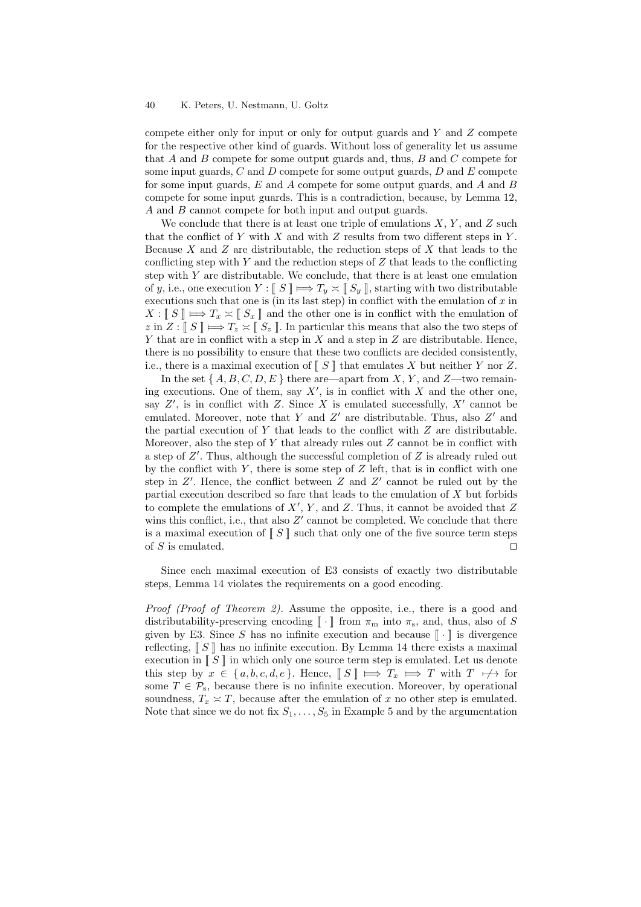compete either only for input or only for output guards and $Y$ and $Z$ compete for the respective other kind of guards. Without loss of generality let us assume that $A$ and $B$ compete for some output guards and, thus, $B$ and $C$ compete for some input guards, $C$ and $D$ compete for some output guards, $D$ and $E$ compete for some input guards, $E$ and $A$ compete for some output guards, and $A$ and $B$ compete for some input guards. This is a contradiction, because, by Lemma 12, $A$ and $B$ cannot compete for both input and output guards.

We conclude that there is at least one triple of emulations $X$, $Y$, and $Z$ such that the conflict of $Y$ with $X$ and with $Z$ results from two different steps in $Y$. Because $X$ and $Z$ are distributable, the reduction steps of $X$ that leads to the conflicting step with $Y$ and the reduction steps of $Z$ that leads to the conflicting step with $Y$ are distributable. We conclude, that there is at least one emulation of $y$, i.e., one execution $Y : [\![ S ]\!] \Longmapsto T_y \asymp [\![ S_y ]\!]$, starting with two distributable executions such that one is (in its last step) in conflict with the emulation of $x$ in $X : [\![ S ]\!] \Longmapsto T_x \asymp [\![ S_x ]\!]$ and the other one is in conflict with the emulation of $z$ in $Z : [\![ S ]\!] \Longmapsto T_z \asymp [\![ S_z ]\!]$. In particular this means that also the two steps of $Y$ that are in conflict with a step in $X$ and a step in $Z$ are distributable. Hence, there is no possibility to ensure that these two conflicts are decided consistently, i.e., there is a maximal execution of $[\![ S ]\!]$ that emulates $X$ but neither $Y$ nor $Z$.

In the set $\{ A, B, C, D, E \}$ there are—apart from $X$, $Y$, and $Z$—two remaining executions. One of them, say $X'$, is in conflict with $X$ and the other one, say $Z'$, is in conflict with $Z$. Since $X$ is emulated successfully, $X'$ cannot be emulated. Moreover, note that $Y$ and $Z'$ are distributable. Thus, also $Z'$ and the partial execution of $Y$ that leads to the conflict with $Z$ are distributable. Moreover, also the step of $Y$ that already rules out $Z$ cannot be in conflict with a step of $Z'$. Thus, although the successful completion of $Z$ is already ruled out by the conflict with $Y$, there is some step of $Z$ left, that is in conflict with one step in $Z'$. Hence, the conflict between $Z$ and $Z'$ cannot be ruled out by the partial execution described so fare that leads to the emulation of $X$ but forbids to complete the emulations of $X'$, $Y$, and $Z$. Thus, it cannot be avoided that $Z$ wins this conflict, i.e., that also $Z'$ cannot be completed. We conclude that there is a maximal execution of $[\![ S ]\!]$ such that only one of the five source term steps of $S$ is emulated. $\square$

Since each maximal execution of E3 consists of exactly two distributable steps, Lemma 14 violates the requirements on a good encoding.

*Proof (Proof of Theorem 2).* Assume the opposite, i.e., there is a good and distributability-preserving encoding $[\![ \cdot ]\!]$ from $\pi_{\mathrm{m}}$ into $\pi_{\mathrm{s}}$, and, thus, also of $S$ given by E3. Since $S$ has no infinite execution and because $[\![ \cdot ]\!]$ is divergence reflecting, $[\![ S ]\!]$ has no infinite execution. By Lemma 14 there exists a maximal execution in $[\![ S ]\!]$ in which only one source term step is emulated. Let us denote this step by $x \in \{ a, b, c, d, e \}$. Hence, $[\![ S ]\!] \Longmapsto T_x \Longmapsto T$ with $T \not\longmapsto$ for some $T \in \mathcal{P}_{\mathrm{s}}$, because there is no infinite execution. Moreover, by operational soundness, $T_x \asymp T$, because after the emulation of $x$ no other step is emulated. Note that since we do not fix $S_1, \ldots, S_5$ in Example 5 and by the argumentation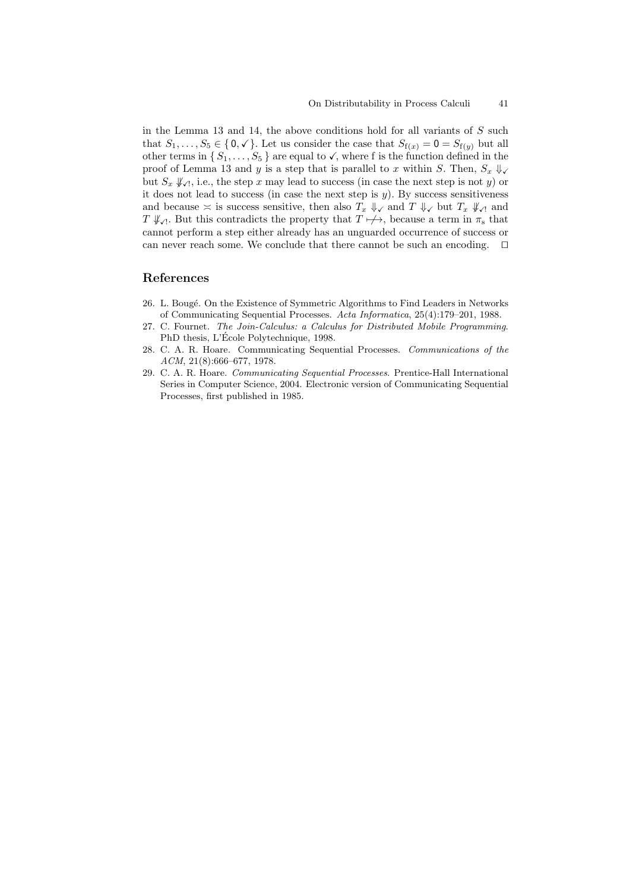in the Lemma 13 and 14, the above conditions hold for all variants of $S$ such that $S_1, \ldots, S_5 \in \{ \mathsf{0}, \checkmark \}$. Let us consider the case that $S_{\mathrm{f}(x)} = \mathsf{0} = S_{\mathrm{f}(y)}$ but all other terms in $\{ S_1, \ldots, S_5 \}$ are equal to $\checkmark$, where f is the function defined in the proof of Lemma 13 and $y$ is a step that is parallel to $x$ within $S$. Then, $S_x \Downarrow_{\checkmark}$ but $S_x \not\Downarrow_{\checkmark!}$, i.e., the step $x$ may lead to success (in case the next step is not $y$) or it does not lead to success (in case the next step is $y$). By success sensitiveness and because $\asymp$ is success sensitive, then also $T_x \Downarrow_{\checkmark}$ and $T \Downarrow_{\checkmark}$ but $T_x \not\Downarrow_{\checkmark!}$ and $T \not\Downarrow_{\checkmark!}$. But this contradicts the property that $T \not\longmapsto$, because a term in $\pi_{\mathrm{s}}$ that cannot perform a step either already has an unguarded occurrence of success or can never reach some. We conclude that there cannot be such an encoding. $\square$

## References

26. L. Bougé. On the Existence of Symmetric Algorithms to Find Leaders in Networks of Communicating Sequential Processes. *Acta Informatica*, 25(4):179–201, 1988.
27. C. Fournet. *The Join-Calculus: a Calculus for Distributed Mobile Programming*. PhD thesis, L'École Polytechnique, 1998.
28. C. A. R. Hoare. Communicating Sequential Processes. *Communications of the ACM*, 21(8):666–677, 1978.
29. C. A. R. Hoare. *Communicating Sequential Processes*. Prentice-Hall International Series in Computer Science, 2004. Electronic version of Communicating Sequential Processes, first published in 1985.